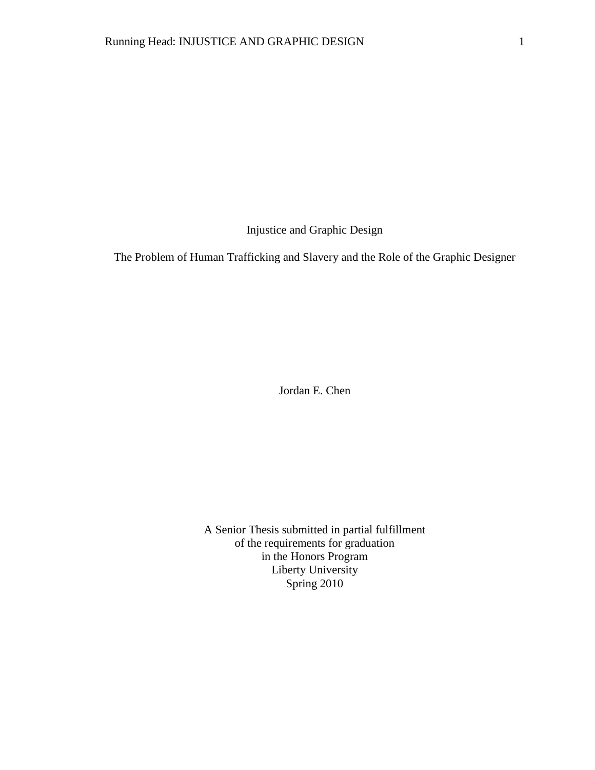# Injustice and Graphic Design

## The Problem of Human Trafficking and Slavery and the Role of the Graphic Designer

Jordan E. Chen

A Senior Thesis submitted in partial fulfillment
of the requirements for graduation
in the Honors Program
Liberty University
Spring 2010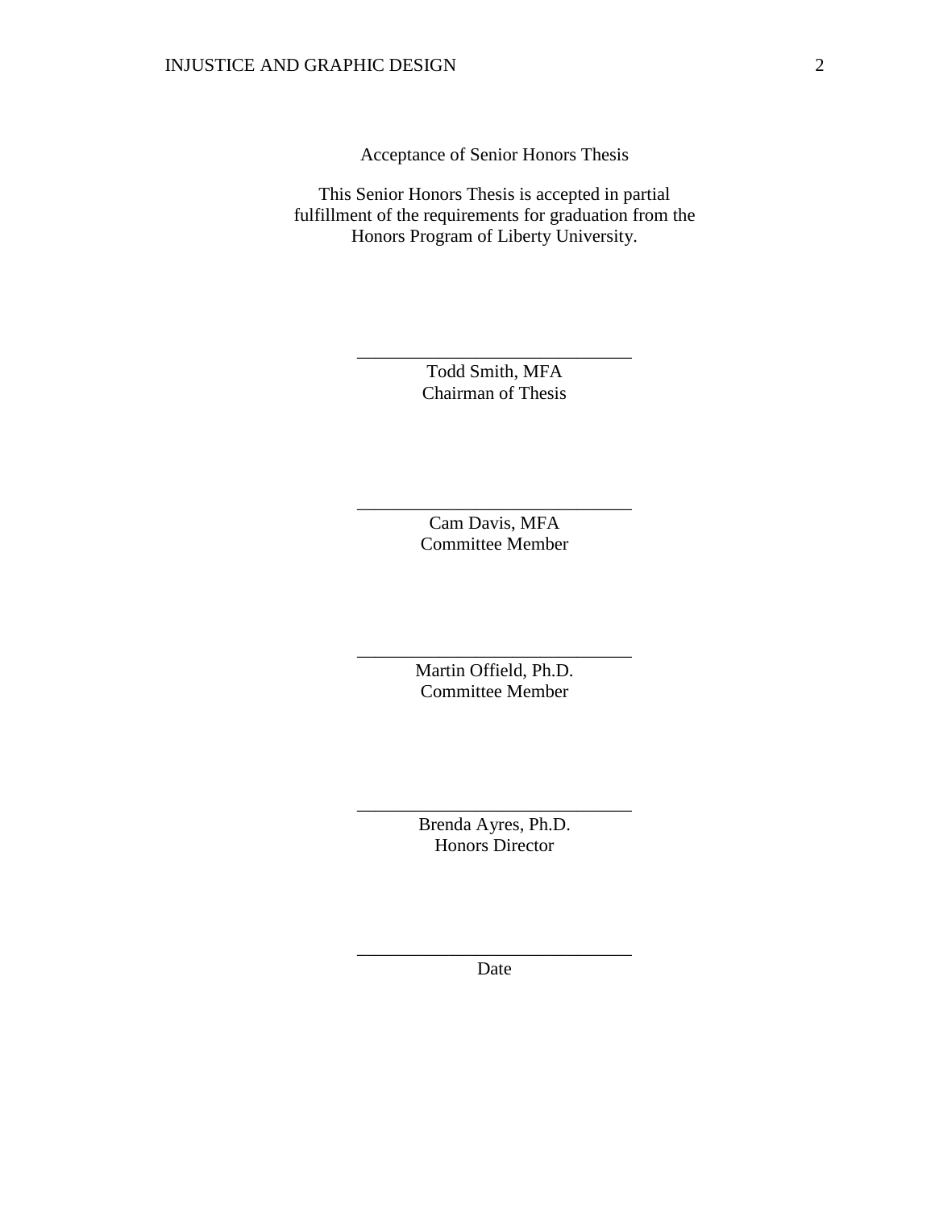Acceptance of Senior Honors Thesis

This Senior Honors Thesis is accepted in partial fulfillment of the requirements for graduation from the Honors Program of Liberty University.

______________________________
Todd Smith, MFA
Chairman of Thesis

______________________________
Cam Davis, MFA
Committee Member

______________________________
Martin Offield, Ph.D.
Committee Member

______________________________
Brenda Ayres, Ph.D.
Honors Director

______________________________
Date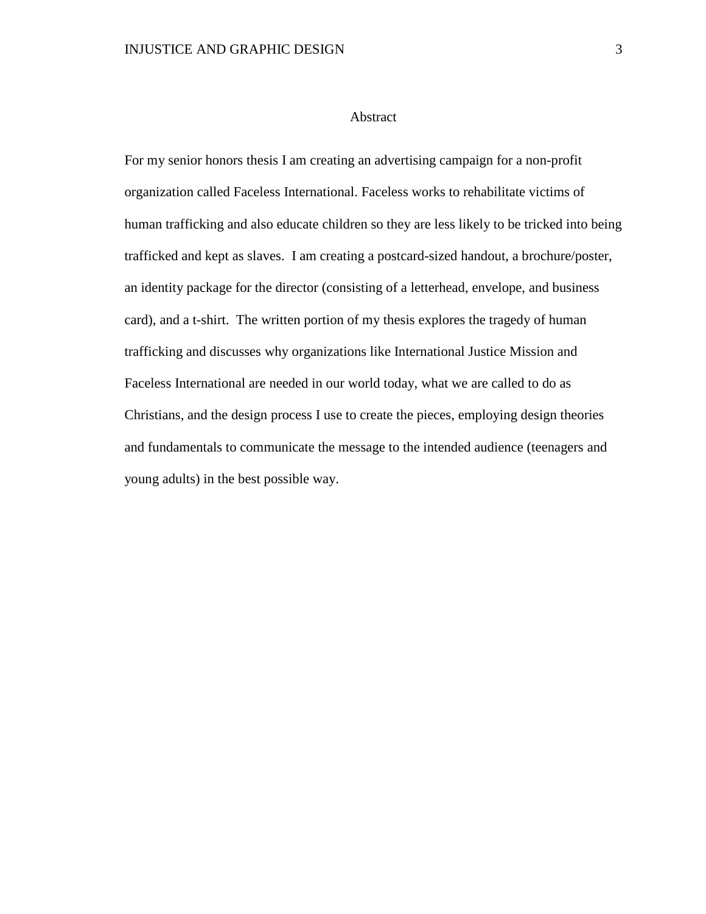# Abstract

For my senior honors thesis I am creating an advertising campaign for a non-profit organization called Faceless International. Faceless works to rehabilitate victims of human trafficking and also educate children so they are less likely to be tricked into being trafficked and kept as slaves. I am creating a postcard-sized handout, a brochure/poster, an identity package for the director (consisting of a letterhead, envelope, and business card), and a t-shirt. The written portion of my thesis explores the tragedy of human trafficking and discusses why organizations like International Justice Mission and Faceless International are needed in our world today, what we are called to do as Christians, and the design process I use to create the pieces, employing design theories and fundamentals to communicate the message to the intended audience (teenagers and young adults) in the best possible way.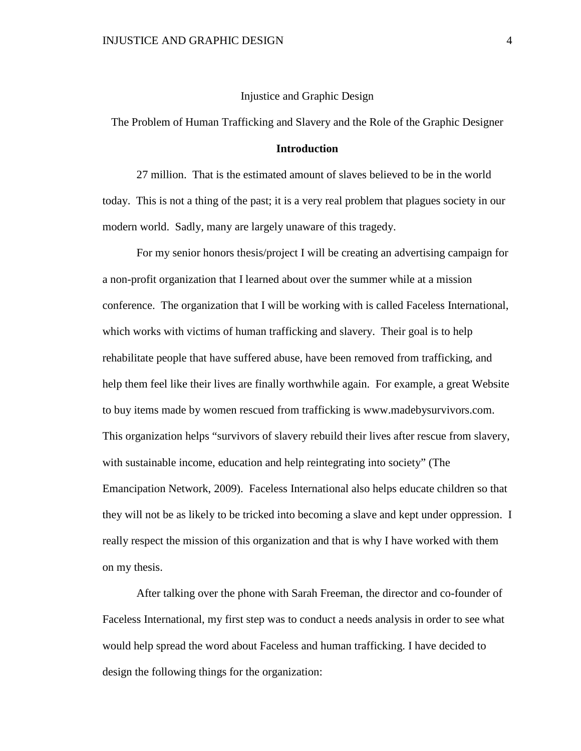Injustice and Graphic Design

The Problem of Human Trafficking and Slavery and the Role of the Graphic Designer

## Introduction

27 million. That is the estimated amount of slaves believed to be in the world today. This is not a thing of the past; it is a very real problem that plagues society in our modern world. Sadly, many are largely unaware of this tragedy.

For my senior honors thesis/project I will be creating an advertising campaign for a non-profit organization that I learned about over the summer while at a mission conference. The organization that I will be working with is called Faceless International, which works with victims of human trafficking and slavery. Their goal is to help rehabilitate people that have suffered abuse, have been removed from trafficking, and help them feel like their lives are finally worthwhile again. For example, a great Website to buy items made by women rescued from trafficking is www.madebysurvivors.com. This organization helps "survivors of slavery rebuild their lives after rescue from slavery, with sustainable income, education and help reintegrating into society" (The Emancipation Network, 2009). Faceless International also helps educate children so that they will not be as likely to be tricked into becoming a slave and kept under oppression. I really respect the mission of this organization and that is why I have worked with them on my thesis.

After talking over the phone with Sarah Freeman, the director and co-founder of Faceless International, my first step was to conduct a needs analysis in order to see what would help spread the word about Faceless and human trafficking. I have decided to design the following things for the organization: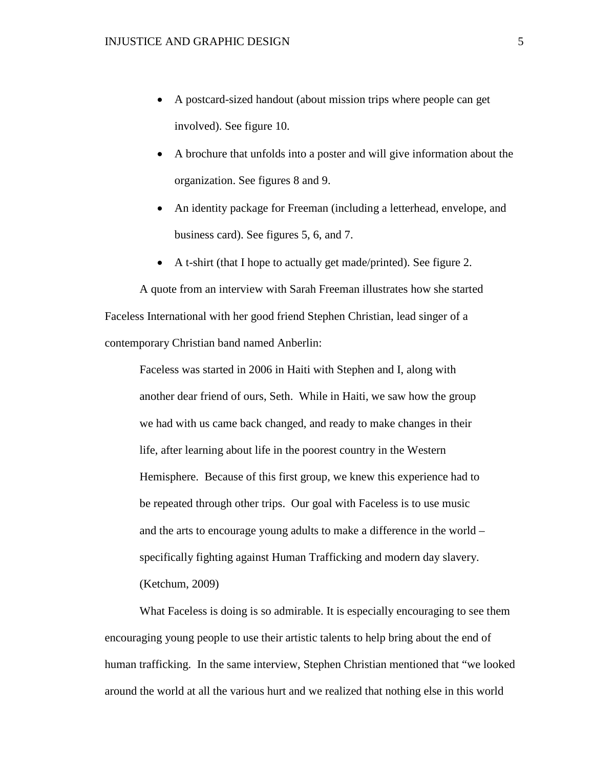- A postcard-sized handout (about mission trips where people can get involved). See figure 10.
- A brochure that unfolds into a poster and will give information about the organization. See figures 8 and 9.
- An identity package for Freeman (including a letterhead, envelope, and business card). See figures 5, 6, and 7.
- A t-shirt (that I hope to actually get made/printed). See figure 2.

A quote from an interview with Sarah Freeman illustrates how she started Faceless International with her good friend Stephen Christian, lead singer of a contemporary Christian band named Anberlin:

> Faceless was started in 2006 in Haiti with Stephen and I, along with another dear friend of ours, Seth. While in Haiti, we saw how the group we had with us came back changed, and ready to make changes in their life, after learning about life in the poorest country in the Western Hemisphere. Because of this first group, we knew this experience had to be repeated through other trips. Our goal with Faceless is to use music and the arts to encourage young adults to make a difference in the world – specifically fighting against Human Trafficking and modern day slavery. (Ketchum, 2009)

What Faceless is doing is so admirable. It is especially encouraging to see them encouraging young people to use their artistic talents to help bring about the end of human trafficking. In the same interview, Stephen Christian mentioned that "we looked around the world at all the various hurt and we realized that nothing else in this world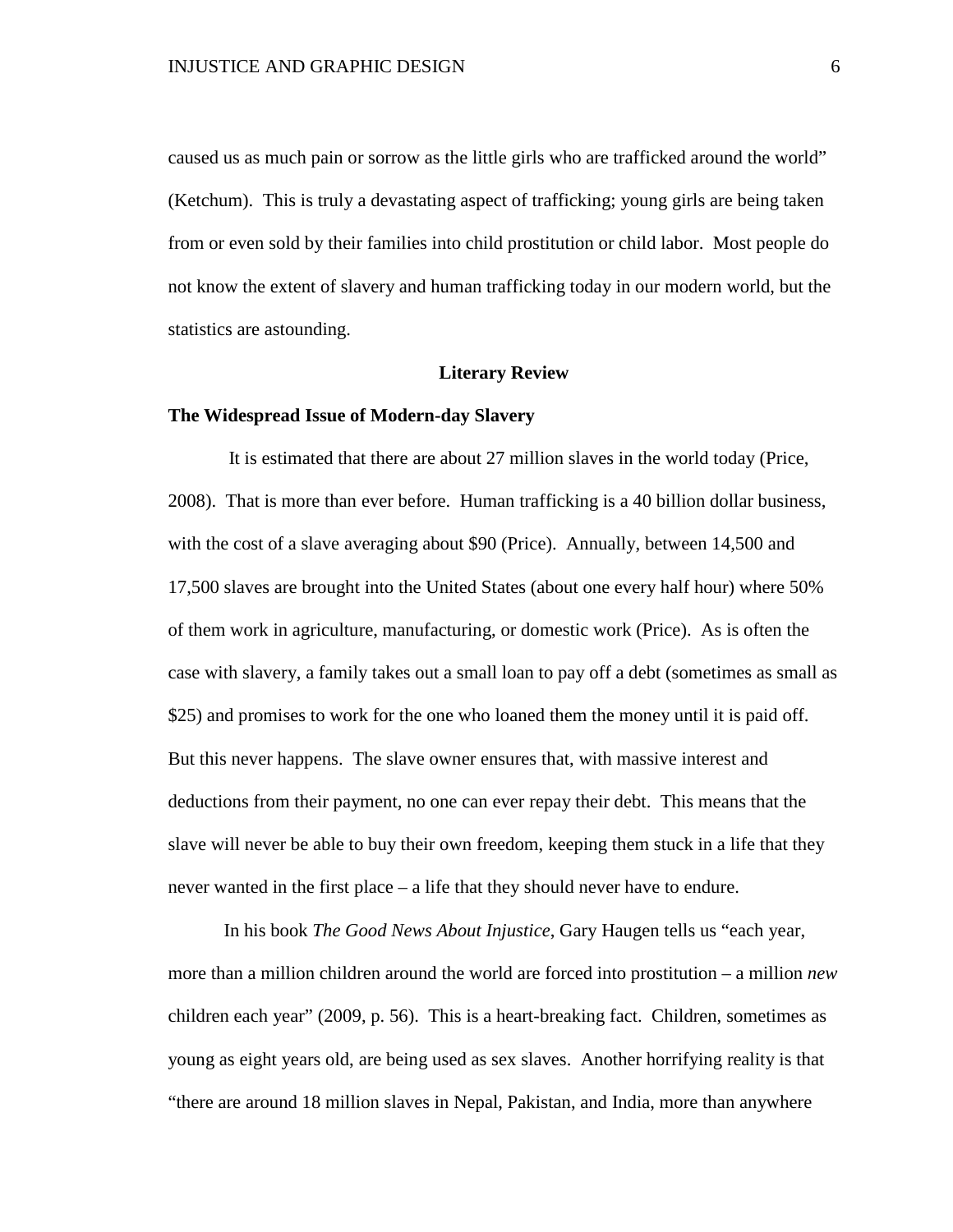caused us as much pain or sorrow as the little girls who are trafficked around the world" (Ketchum). This is truly a devastating aspect of trafficking; young girls are being taken from or even sold by their families into child prostitution or child labor. Most people do not know the extent of slavery and human trafficking today in our modern world, but the statistics are astounding.

## Literary Review

### The Widespread Issue of Modern-day Slavery

It is estimated that there are about 27 million slaves in the world today (Price, 2008). That is more than ever before. Human trafficking is a 40 billion dollar business, with the cost of a slave averaging about $90 (Price). Annually, between 14,500 and 17,500 slaves are brought into the United States (about one every half hour) where 50% of them work in agriculture, manufacturing, or domestic work (Price). As is often the case with slavery, a family takes out a small loan to pay off a debt (sometimes as small as $25) and promises to work for the one who loaned them the money until it is paid off. But this never happens. The slave owner ensures that, with massive interest and deductions from their payment, no one can ever repay their debt. This means that the slave will never be able to buy their own freedom, keeping them stuck in a life that they never wanted in the first place – a life that they should never have to endure.

In his book *The Good News About Injustice*, Gary Haugen tells us "each year, more than a million children around the world are forced into prostitution – a million *new* children each year" (2009, p. 56). This is a heart-breaking fact. Children, sometimes as young as eight years old, are being used as sex slaves. Another horrifying reality is that "there are around 18 million slaves in Nepal, Pakistan, and India, more than anywhere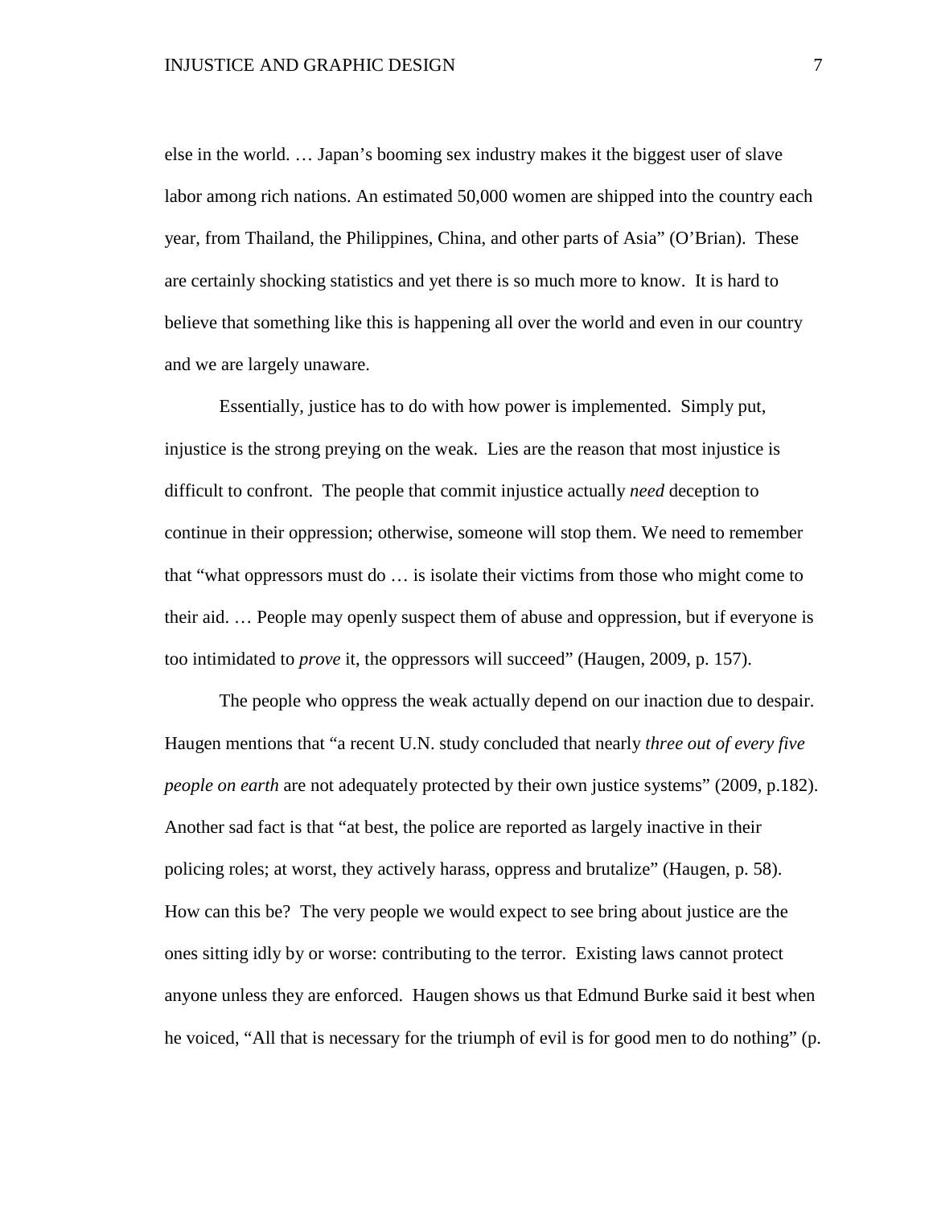else in the world. … Japan's booming sex industry makes it the biggest user of slave labor among rich nations. An estimated 50,000 women are shipped into the country each year, from Thailand, the Philippines, China, and other parts of Asia" (O'Brian). These are certainly shocking statistics and yet there is so much more to know. It is hard to believe that something like this is happening all over the world and even in our country and we are largely unaware.

Essentially, justice has to do with how power is implemented. Simply put, injustice is the strong preying on the weak. Lies are the reason that most injustice is difficult to confront. The people that commit injustice actually *need* deception to continue in their oppression; otherwise, someone will stop them. We need to remember that "what oppressors must do … is isolate their victims from those who might come to their aid. … People may openly suspect them of abuse and oppression, but if everyone is too intimidated to *prove* it, the oppressors will succeed" (Haugen, 2009, p. 157).

The people who oppress the weak actually depend on our inaction due to despair. Haugen mentions that "a recent U.N. study concluded that nearly *three out of every five people on earth* are not adequately protected by their own justice systems" (2009, p.182). Another sad fact is that "at best, the police are reported as largely inactive in their policing roles; at worst, they actively harass, oppress and brutalize" (Haugen, p. 58). How can this be? The very people we would expect to see bring about justice are the ones sitting idly by or worse: contributing to the terror. Existing laws cannot protect anyone unless they are enforced. Haugen shows us that Edmund Burke said it best when he voiced, "All that is necessary for the triumph of evil is for good men to do nothing" (p.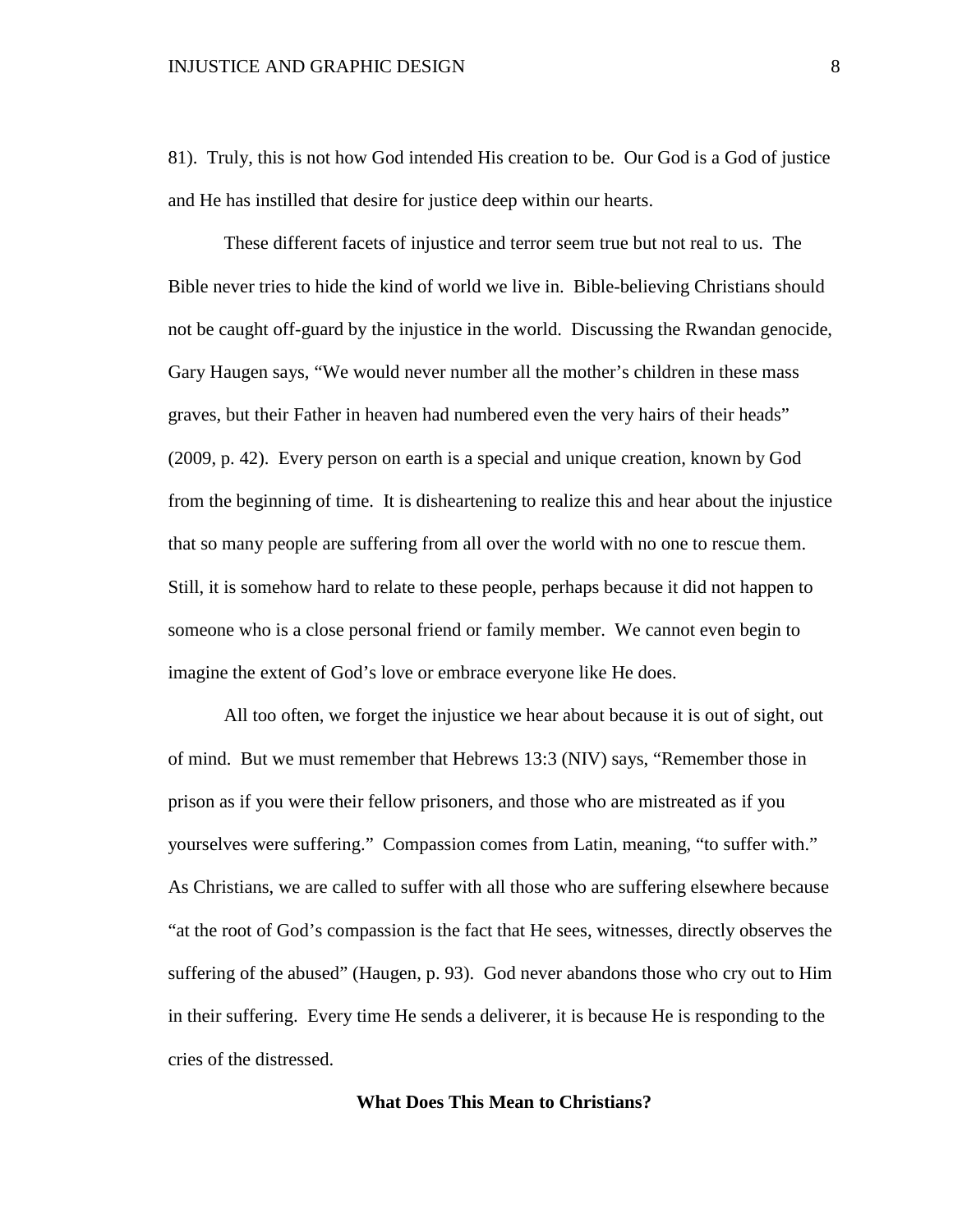81). Truly, this is not how God intended His creation to be. Our God is a God of justice and He has instilled that desire for justice deep within our hearts.

These different facets of injustice and terror seem true but not real to us. The Bible never tries to hide the kind of world we live in. Bible-believing Christians should not be caught off-guard by the injustice in the world. Discussing the Rwandan genocide, Gary Haugen says, “We would never number all the mother’s children in these mass graves, but their Father in heaven had numbered even the very hairs of their heads” (2009, p. 42). Every person on earth is a special and unique creation, known by God from the beginning of time. It is disheartening to realize this and hear about the injustice that so many people are suffering from all over the world with no one to rescue them. Still, it is somehow hard to relate to these people, perhaps because it did not happen to someone who is a close personal friend or family member. We cannot even begin to imagine the extent of God’s love or embrace everyone like He does.

All too often, we forget the injustice we hear about because it is out of sight, out of mind. But we must remember that Hebrews 13:3 (NIV) says, “Remember those in prison as if you were their fellow prisoners, and those who are mistreated as if you yourselves were suffering.” Compassion comes from Latin, meaning, “to suffer with.” As Christians, we are called to suffer with all those who are suffering elsewhere because “at the root of God’s compassion is the fact that He sees, witnesses, directly observes the suffering of the abused” (Haugen, p. 93). God never abandons those who cry out to Him in their suffering. Every time He sends a deliverer, it is because He is responding to the cries of the distressed.

## What Does This Mean to Christians?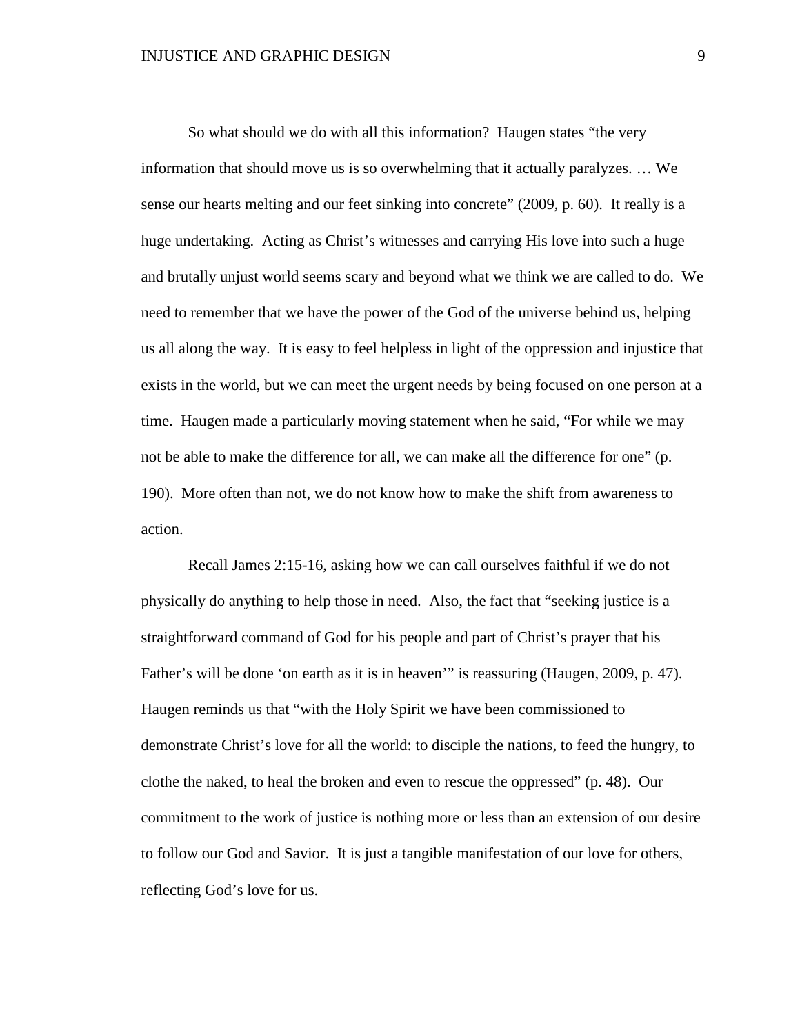So what should we do with all this information? Haugen states "the very information that should move us is so overwhelming that it actually paralyzes. … We sense our hearts melting and our feet sinking into concrete" (2009, p. 60). It really is a huge undertaking. Acting as Christ's witnesses and carrying His love into such a huge and brutally unjust world seems scary and beyond what we think we are called to do. We need to remember that we have the power of the God of the universe behind us, helping us all along the way. It is easy to feel helpless in light of the oppression and injustice that exists in the world, but we can meet the urgent needs by being focused on one person at a time. Haugen made a particularly moving statement when he said, "For while we may not be able to make the difference for all, we can make all the difference for one" (p. 190). More often than not, we do not know how to make the shift from awareness to action.

Recall James 2:15-16, asking how we can call ourselves faithful if we do not physically do anything to help those in need. Also, the fact that "seeking justice is a straightforward command of God for his people and part of Christ's prayer that his Father's will be done 'on earth as it is in heaven'" is reassuring (Haugen, 2009, p. 47). Haugen reminds us that "with the Holy Spirit we have been commissioned to demonstrate Christ's love for all the world: to disciple the nations, to feed the hungry, to clothe the naked, to heal the broken and even to rescue the oppressed" (p. 48). Our commitment to the work of justice is nothing more or less than an extension of our desire to follow our God and Savior. It is just a tangible manifestation of our love for others, reflecting God's love for us.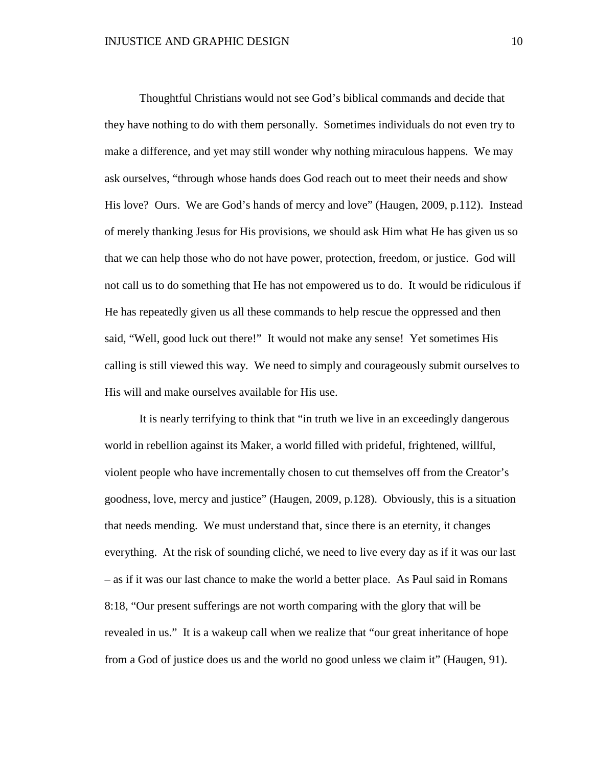Thoughtful Christians would not see God's biblical commands and decide that they have nothing to do with them personally. Sometimes individuals do not even try to make a difference, and yet may still wonder why nothing miraculous happens. We may ask ourselves, "through whose hands does God reach out to meet their needs and show His love? Ours. We are God's hands of mercy and love" (Haugen, 2009, p.112). Instead of merely thanking Jesus for His provisions, we should ask Him what He has given us so that we can help those who do not have power, protection, freedom, or justice. God will not call us to do something that He has not empowered us to do. It would be ridiculous if He has repeatedly given us all these commands to help rescue the oppressed and then said, "Well, good luck out there!" It would not make any sense! Yet sometimes His calling is still viewed this way. We need to simply and courageously submit ourselves to His will and make ourselves available for His use.

It is nearly terrifying to think that "in truth we live in an exceedingly dangerous world in rebellion against its Maker, a world filled with prideful, frightened, willful, violent people who have incrementally chosen to cut themselves off from the Creator's goodness, love, mercy and justice" (Haugen, 2009, p.128). Obviously, this is a situation that needs mending. We must understand that, since there is an eternity, it changes everything. At the risk of sounding cliché, we need to live every day as if it was our last – as if it was our last chance to make the world a better place. As Paul said in Romans 8:18, "Our present sufferings are not worth comparing with the glory that will be revealed in us." It is a wakeup call when we realize that "our great inheritance of hope from a God of justice does us and the world no good unless we claim it" (Haugen, 91).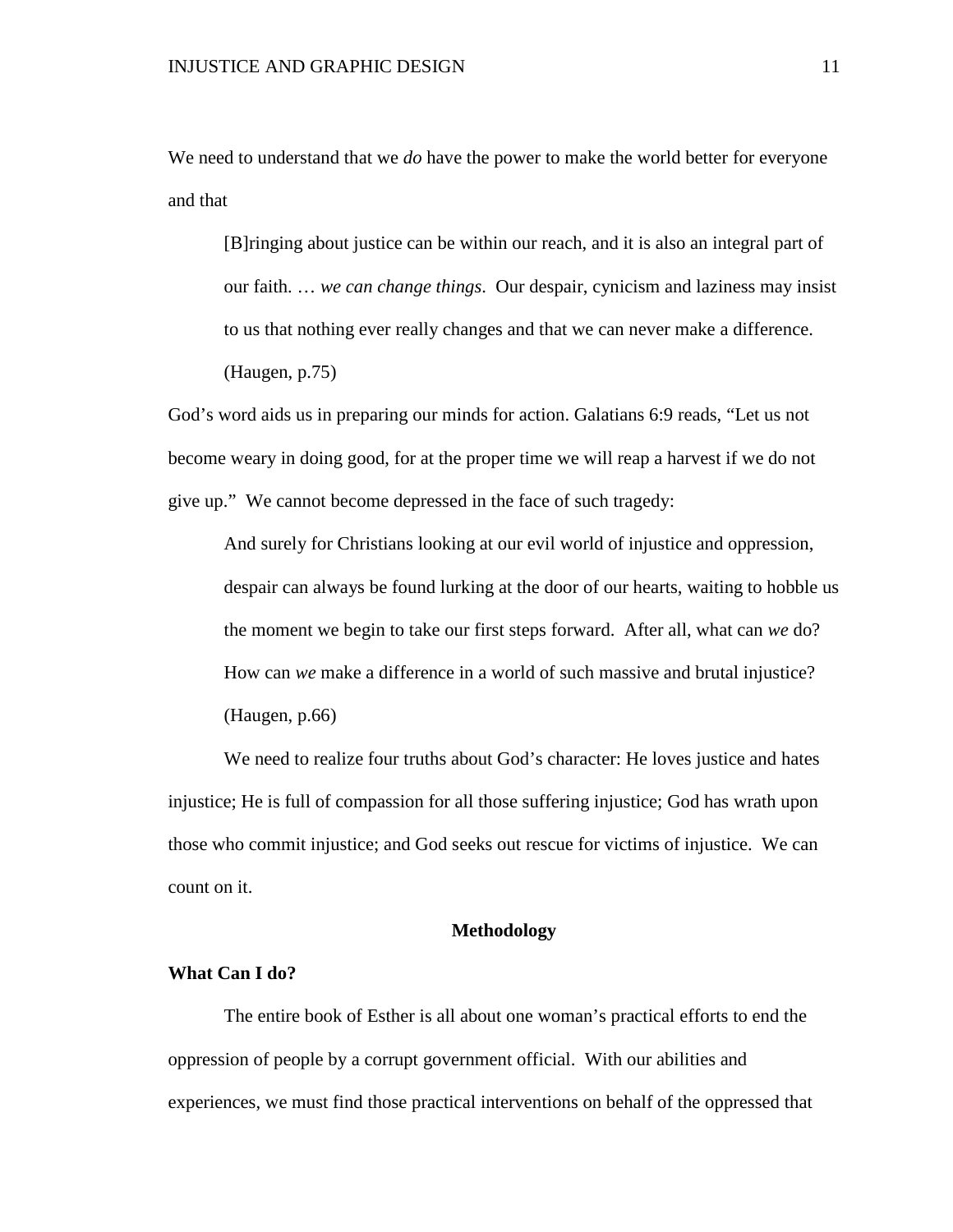We need to understand that we *do* have the power to make the world better for everyone and that

> [B]ringing about justice can be within our reach, and it is also an integral part of our faith. … *we can change things*. Our despair, cynicism and laziness may insist to us that nothing ever really changes and that we can never make a difference. (Haugen, p.75)

God's word aids us in preparing our minds for action. Galatians 6:9 reads, "Let us not become weary in doing good, for at the proper time we will reap a harvest if we do not give up." We cannot become depressed in the face of such tragedy:

> And surely for Christians looking at our evil world of injustice and oppression, despair can always be found lurking at the door of our hearts, waiting to hobble us the moment we begin to take our first steps forward. After all, what can *we* do? How can *we* make a difference in a world of such massive and brutal injustice? (Haugen, p.66)

We need to realize four truths about God's character: He loves justice and hates injustice; He is full of compassion for all those suffering injustice; God has wrath upon those who commit injustice; and God seeks out rescue for victims of injustice. We can count on it.

## Methodology

### What Can I do?

The entire book of Esther is all about one woman's practical efforts to end the oppression of people by a corrupt government official. With our abilities and experiences, we must find those practical interventions on behalf of the oppressed that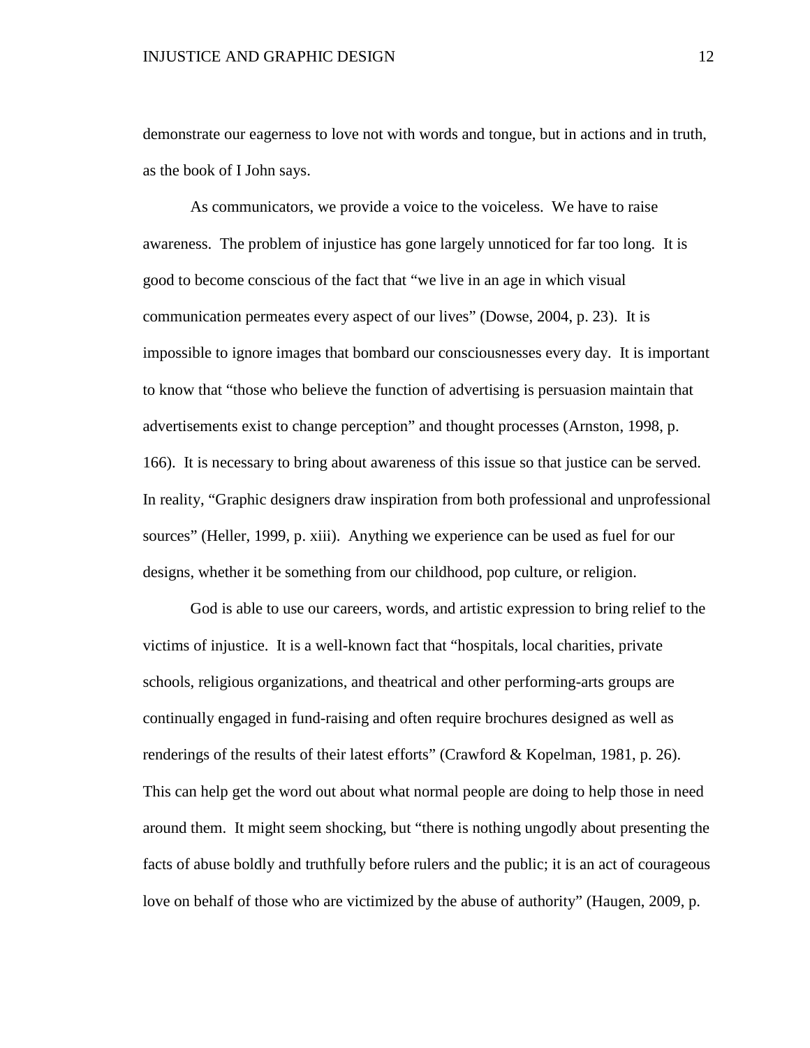demonstrate our eagerness to love not with words and tongue, but in actions and in truth, as the book of I John says.

As communicators, we provide a voice to the voiceless. We have to raise awareness. The problem of injustice has gone largely unnoticed for far too long. It is good to become conscious of the fact that "we live in an age in which visual communication permeates every aspect of our lives" (Dowse, 2004, p. 23). It is impossible to ignore images that bombard our consciousnesses every day. It is important to know that "those who believe the function of advertising is persuasion maintain that advertisements exist to change perception" and thought processes (Arnston, 1998, p. 166). It is necessary to bring about awareness of this issue so that justice can be served. In reality, "Graphic designers draw inspiration from both professional and unprofessional sources" (Heller, 1999, p. xiii). Anything we experience can be used as fuel for our designs, whether it be something from our childhood, pop culture, or religion.

God is able to use our careers, words, and artistic expression to bring relief to the victims of injustice. It is a well-known fact that "hospitals, local charities, private schools, religious organizations, and theatrical and other performing-arts groups are continually engaged in fund-raising and often require brochures designed as well as renderings of the results of their latest efforts" (Crawford & Kopelman, 1981, p. 26). This can help get the word out about what normal people are doing to help those in need around them. It might seem shocking, but "there is nothing ungodly about presenting the facts of abuse boldly and truthfully before rulers and the public; it is an act of courageous love on behalf of those who are victimized by the abuse of authority" (Haugen, 2009, p.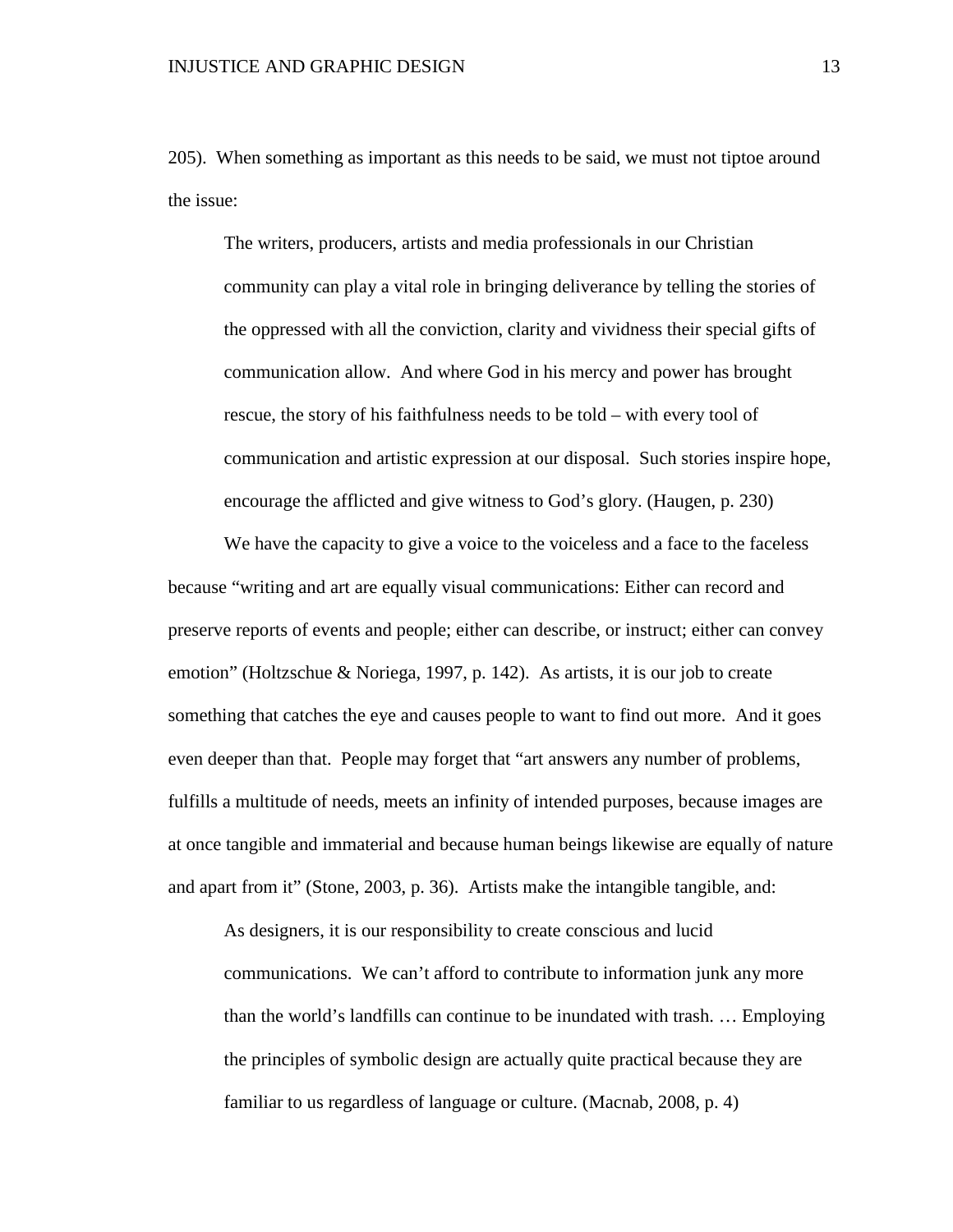205). When something as important as this needs to be said, we must not tiptoe around the issue:

> The writers, producers, artists and media professionals in our Christian community can play a vital role in bringing deliverance by telling the stories of the oppressed with all the conviction, clarity and vividness their special gifts of communication allow. And where God in his mercy and power has brought rescue, the story of his faithfulness needs to be told – with every tool of communication and artistic expression at our disposal. Such stories inspire hope, encourage the afflicted and give witness to God's glory. (Haugen, p. 230)

We have the capacity to give a voice to the voiceless and a face to the faceless because "writing and art are equally visual communications: Either can record and preserve reports of events and people; either can describe, or instruct; either can convey emotion" (Holtzschue & Noriega, 1997, p. 142). As artists, it is our job to create something that catches the eye and causes people to want to find out more. And it goes even deeper than that. People may forget that "art answers any number of problems, fulfills a multitude of needs, meets an infinity of intended purposes, because images are at once tangible and immaterial and because human beings likewise are equally of nature and apart from it" (Stone, 2003, p. 36). Artists make the intangible tangible, and:

> As designers, it is our responsibility to create conscious and lucid communications. We can't afford to contribute to information junk any more than the world's landfills can continue to be inundated with trash. … Employing the principles of symbolic design are actually quite practical because they are familiar to us regardless of language or culture. (Macnab, 2008, p. 4)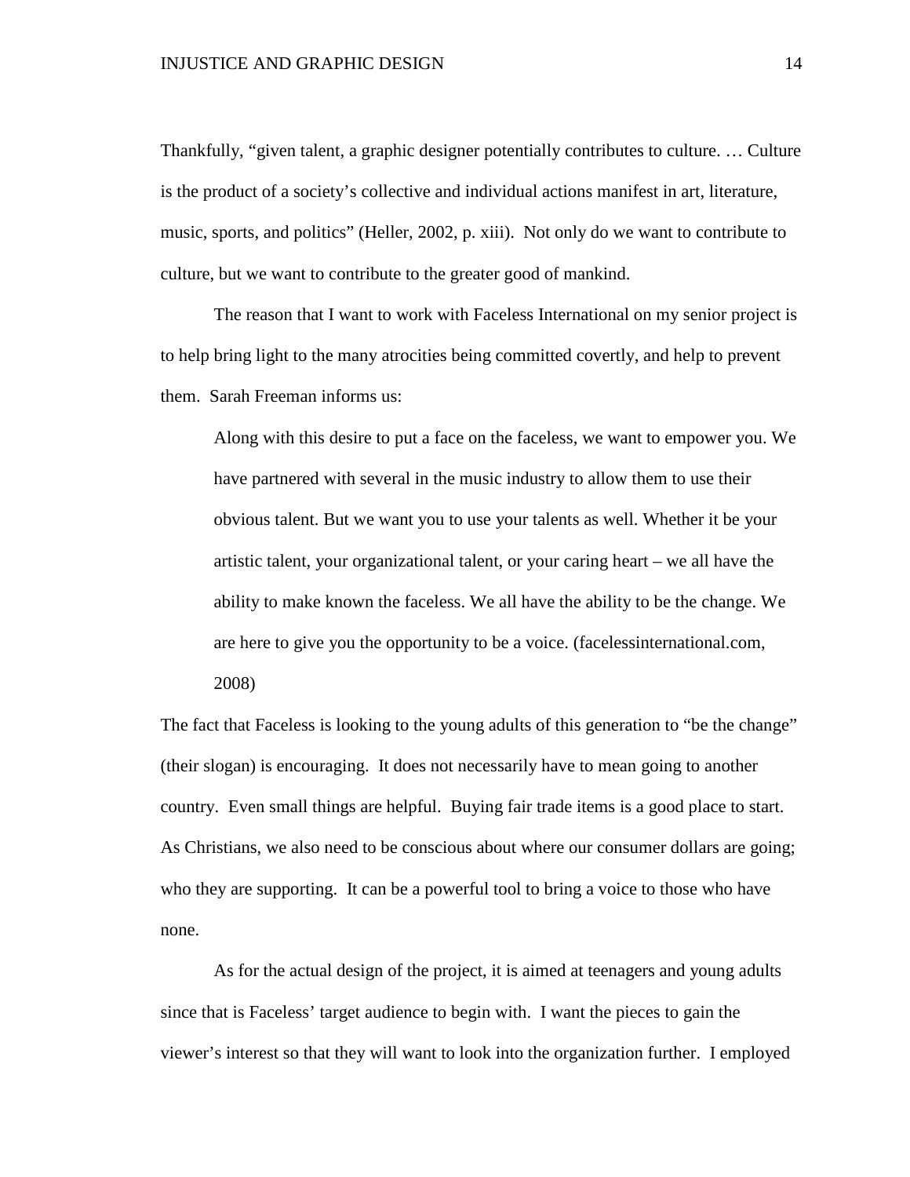Thankfully, "given talent, a graphic designer potentially contributes to culture. … Culture is the product of a society's collective and individual actions manifest in art, literature, music, sports, and politics" (Heller, 2002, p. xiii). Not only do we want to contribute to culture, but we want to contribute to the greater good of mankind.

The reason that I want to work with Faceless International on my senior project is to help bring light to the many atrocities being committed covertly, and help to prevent them. Sarah Freeman informs us:

> Along with this desire to put a face on the faceless, we want to empower you. We have partnered with several in the music industry to allow them to use their obvious talent. But we want you to use your talents as well. Whether it be your artistic talent, your organizational talent, or your caring heart – we all have the ability to make known the faceless. We all have the ability to be the change. We are here to give you the opportunity to be a voice. (facelessinternational.com, 2008)

The fact that Faceless is looking to the young adults of this generation to "be the change" (their slogan) is encouraging. It does not necessarily have to mean going to another country. Even small things are helpful. Buying fair trade items is a good place to start. As Christians, we also need to be conscious about where our consumer dollars are going; who they are supporting. It can be a powerful tool to bring a voice to those who have none.

As for the actual design of the project, it is aimed at teenagers and young adults since that is Faceless' target audience to begin with. I want the pieces to gain the viewer's interest so that they will want to look into the organization further. I employed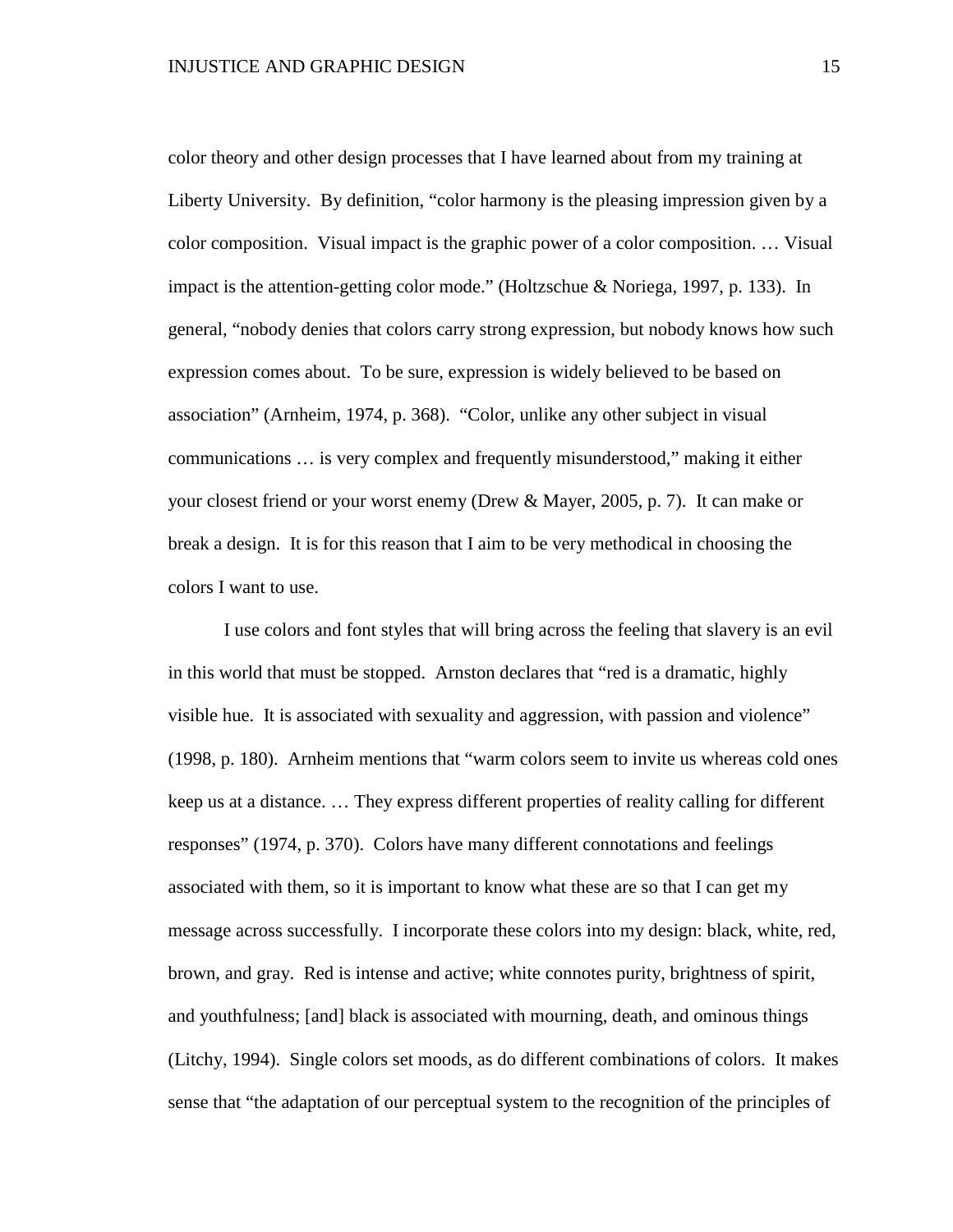color theory and other design processes that I have learned about from my training at Liberty University. By definition, "color harmony is the pleasing impression given by a color composition. Visual impact is the graphic power of a color composition. … Visual impact is the attention-getting color mode." (Holtzschue & Noriega, 1997, p. 133). In general, "nobody denies that colors carry strong expression, but nobody knows how such expression comes about. To be sure, expression is widely believed to be based on association" (Arnheim, 1974, p. 368). "Color, unlike any other subject in visual communications … is very complex and frequently misunderstood," making it either your closest friend or your worst enemy (Drew & Mayer, 2005, p. 7). It can make or break a design. It is for this reason that I aim to be very methodical in choosing the colors I want to use.

I use colors and font styles that will bring across the feeling that slavery is an evil in this world that must be stopped. Arnston declares that "red is a dramatic, highly visible hue. It is associated with sexuality and aggression, with passion and violence" (1998, p. 180). Arnheim mentions that "warm colors seem to invite us whereas cold ones keep us at a distance. … They express different properties of reality calling for different responses" (1974, p. 370). Colors have many different connotations and feelings associated with them, so it is important to know what these are so that I can get my message across successfully. I incorporate these colors into my design: black, white, red, brown, and gray. Red is intense and active; white connotes purity, brightness of spirit, and youthfulness; [and] black is associated with mourning, death, and ominous things (Litchy, 1994). Single colors set moods, as do different combinations of colors. It makes sense that "the adaptation of our perceptual system to the recognition of the principles of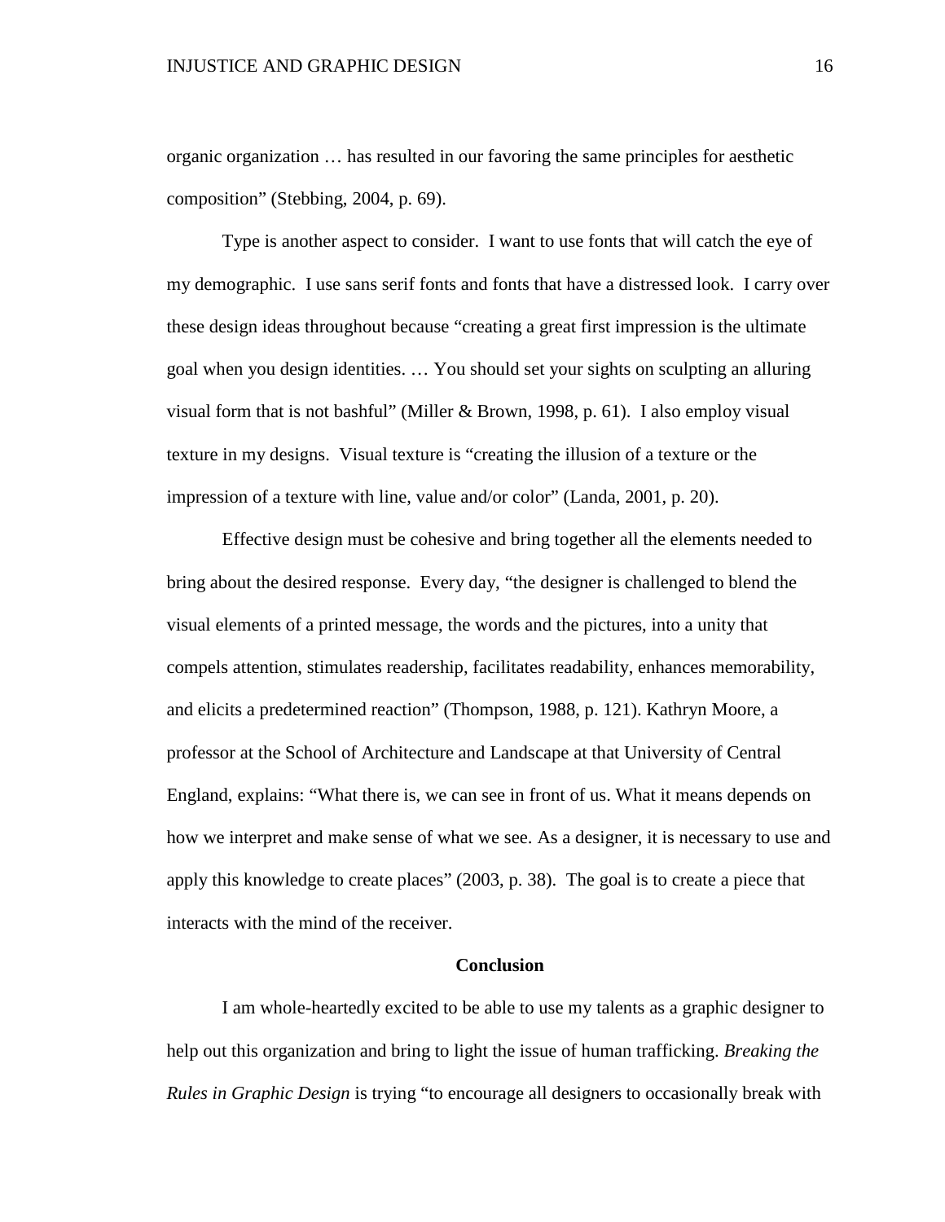organic organization … has resulted in our favoring the same principles for aesthetic composition" (Stebbing, 2004, p. 69).

Type is another aspect to consider. I want to use fonts that will catch the eye of my demographic. I use sans serif fonts and fonts that have a distressed look. I carry over these design ideas throughout because "creating a great first impression is the ultimate goal when you design identities. … You should set your sights on sculpting an alluring visual form that is not bashful" (Miller & Brown, 1998, p. 61). I also employ visual texture in my designs. Visual texture is "creating the illusion of a texture or the impression of a texture with line, value and/or color" (Landa, 2001, p. 20).

Effective design must be cohesive and bring together all the elements needed to bring about the desired response. Every day, "the designer is challenged to blend the visual elements of a printed message, the words and the pictures, into a unity that compels attention, stimulates readership, facilitates readability, enhances memorability, and elicits a predetermined reaction" (Thompson, 1988, p. 121). Kathryn Moore, a professor at the School of Architecture and Landscape at that University of Central England, explains: "What there is, we can see in front of us. What it means depends on how we interpret and make sense of what we see. As a designer, it is necessary to use and apply this knowledge to create places" (2003, p. 38). The goal is to create a piece that interacts with the mind of the receiver.

## Conclusion

I am whole-heartedly excited to be able to use my talents as a graphic designer to help out this organization and bring to light the issue of human trafficking. *Breaking the Rules in Graphic Design* is trying "to encourage all designers to occasionally break with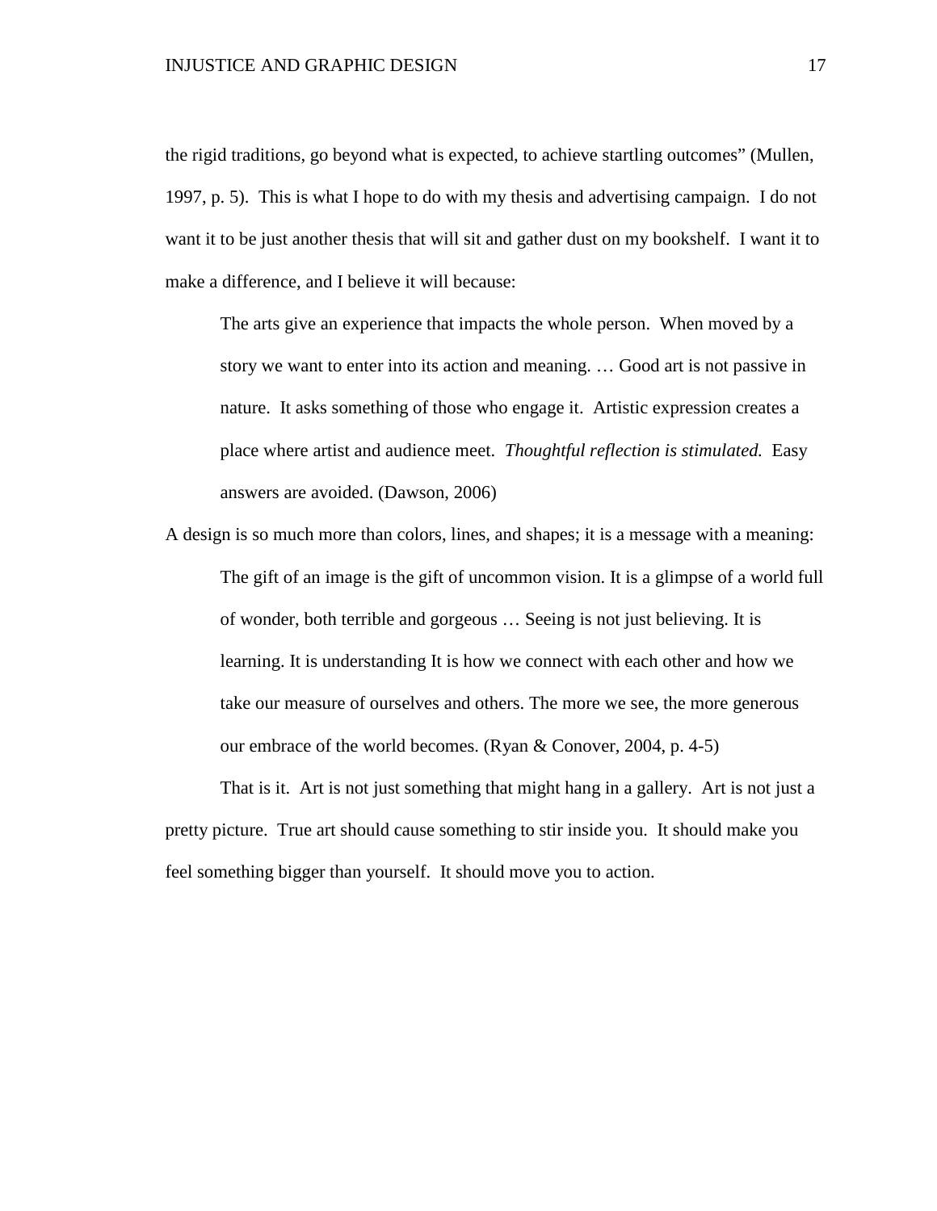the rigid traditions, go beyond what is expected, to achieve startling outcomes" (Mullen, 1997, p. 5). This is what I hope to do with my thesis and advertising campaign. I do not want it to be just another thesis that will sit and gather dust on my bookshelf. I want it to make a difference, and I believe it will because:

> The arts give an experience that impacts the whole person. When moved by a story we want to enter into its action and meaning. … Good art is not passive in nature. It asks something of those who engage it. Artistic expression creates a place where artist and audience meet. *Thoughtful reflection is stimulated.* Easy answers are avoided. (Dawson, 2006)

A design is so much more than colors, lines, and shapes; it is a message with a meaning:

> The gift of an image is the gift of uncommon vision. It is a glimpse of a world full of wonder, both terrible and gorgeous … Seeing is not just believing. It is learning. It is understanding It is how we connect with each other and how we take our measure of ourselves and others. The more we see, the more generous our embrace of the world becomes. (Ryan & Conover, 2004, p. 4-5)

That is it. Art is not just something that might hang in a gallery. Art is not just a pretty picture. True art should cause something to stir inside you. It should make you feel something bigger than yourself. It should move you to action.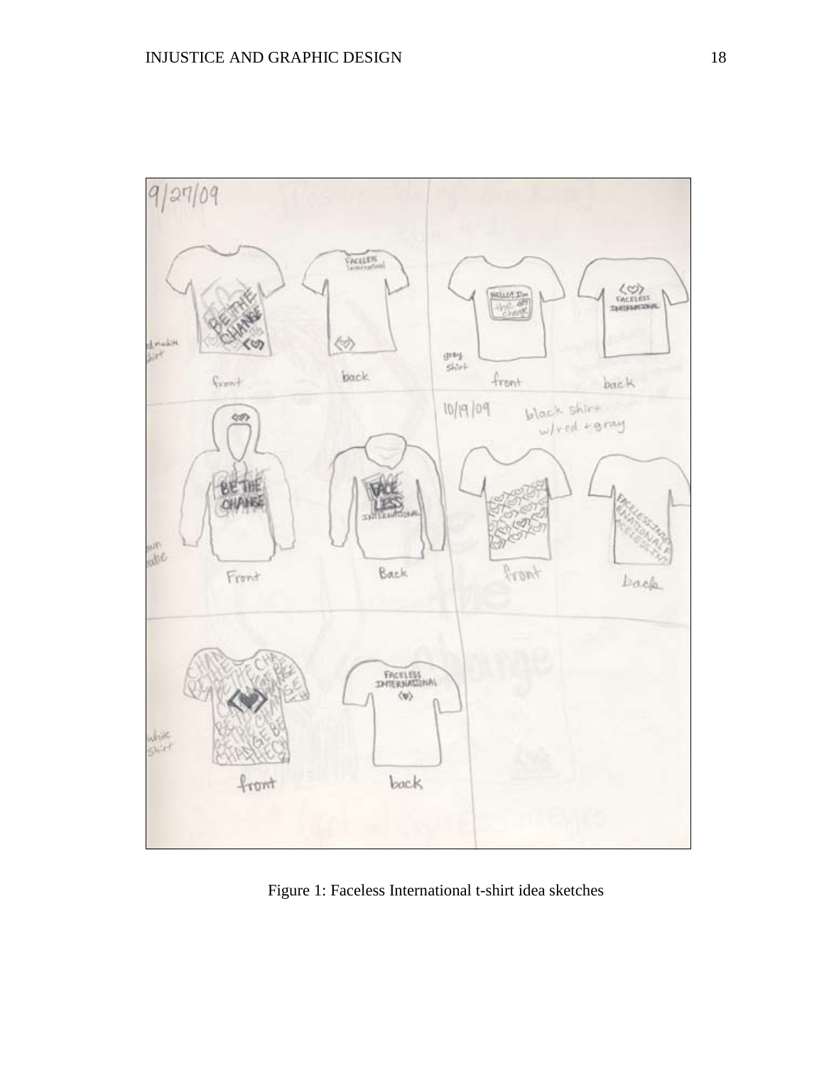Figure 1: Faceless International t-shirt idea sketches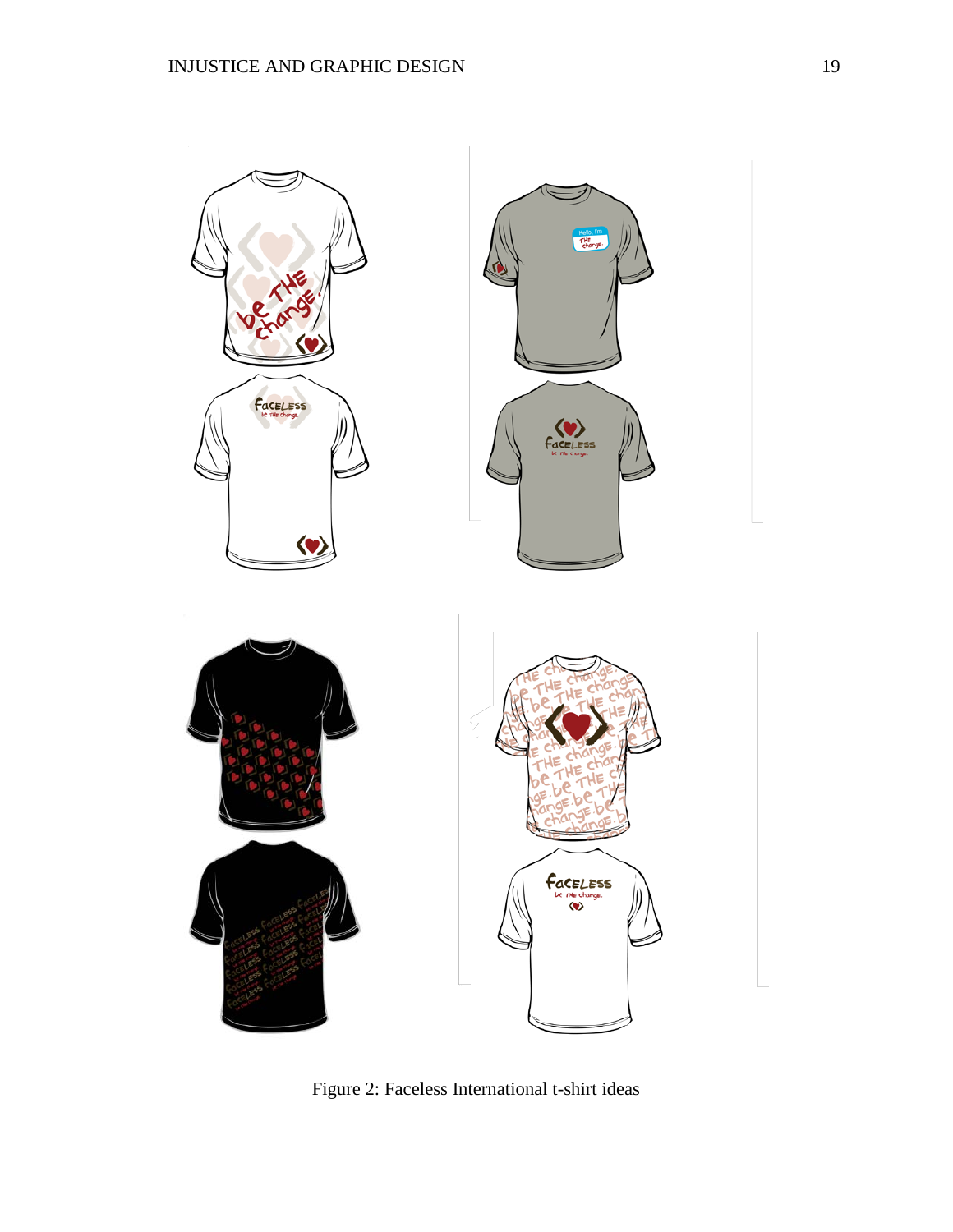Figure 2: Faceless International t-shirt ideas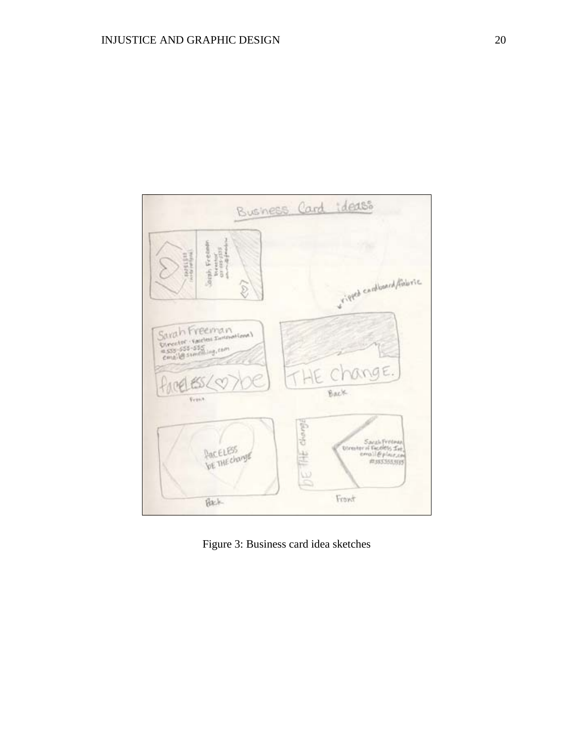Figure 3: Business card idea sketches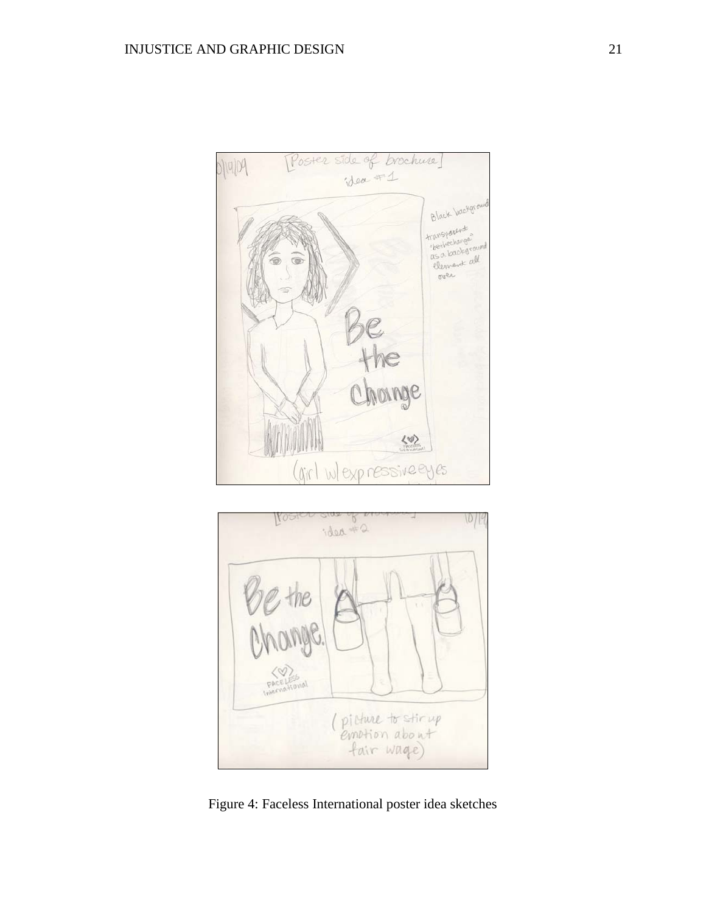Figure 4: Faceless International poster idea sketches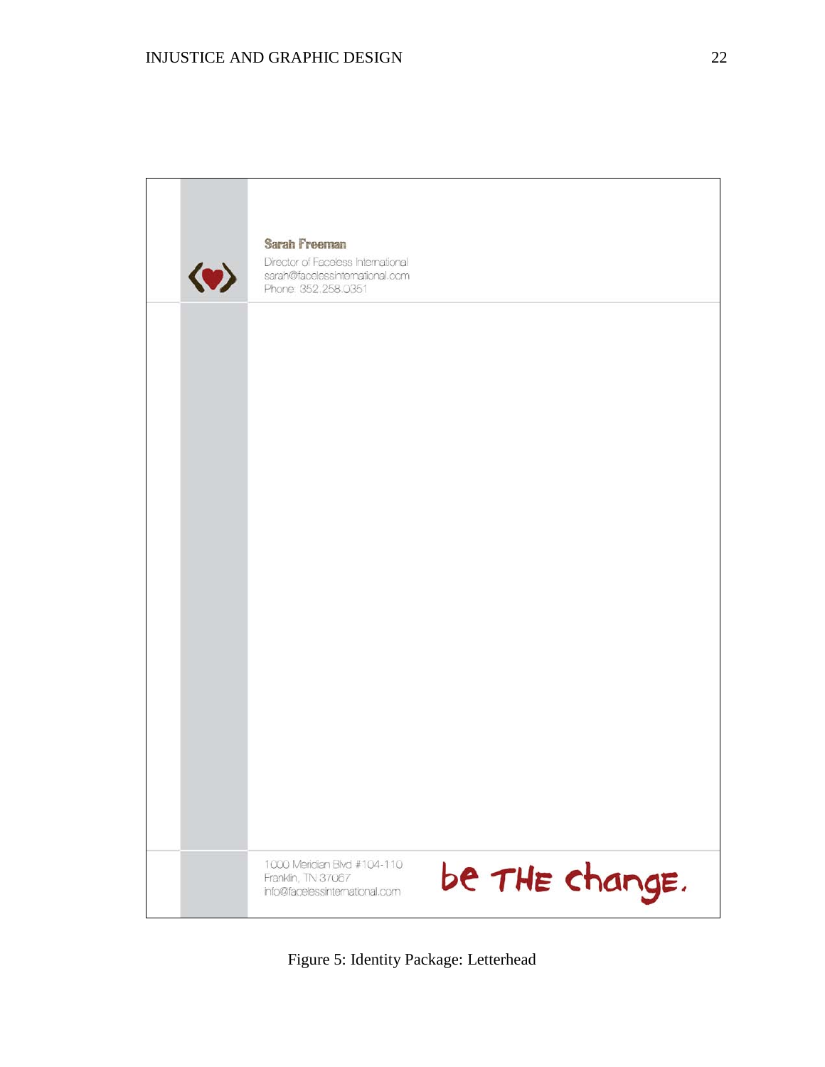**Sarah Freeman**

Director of Faceless International
sarah@facelessinternational.com
Phone: 352.258.0351

1000 Meridian Blvd #104-110
Franklin, TN 37067
info@facelessinternational.com

be THE change.

Figure 5: Identity Package: Letterhead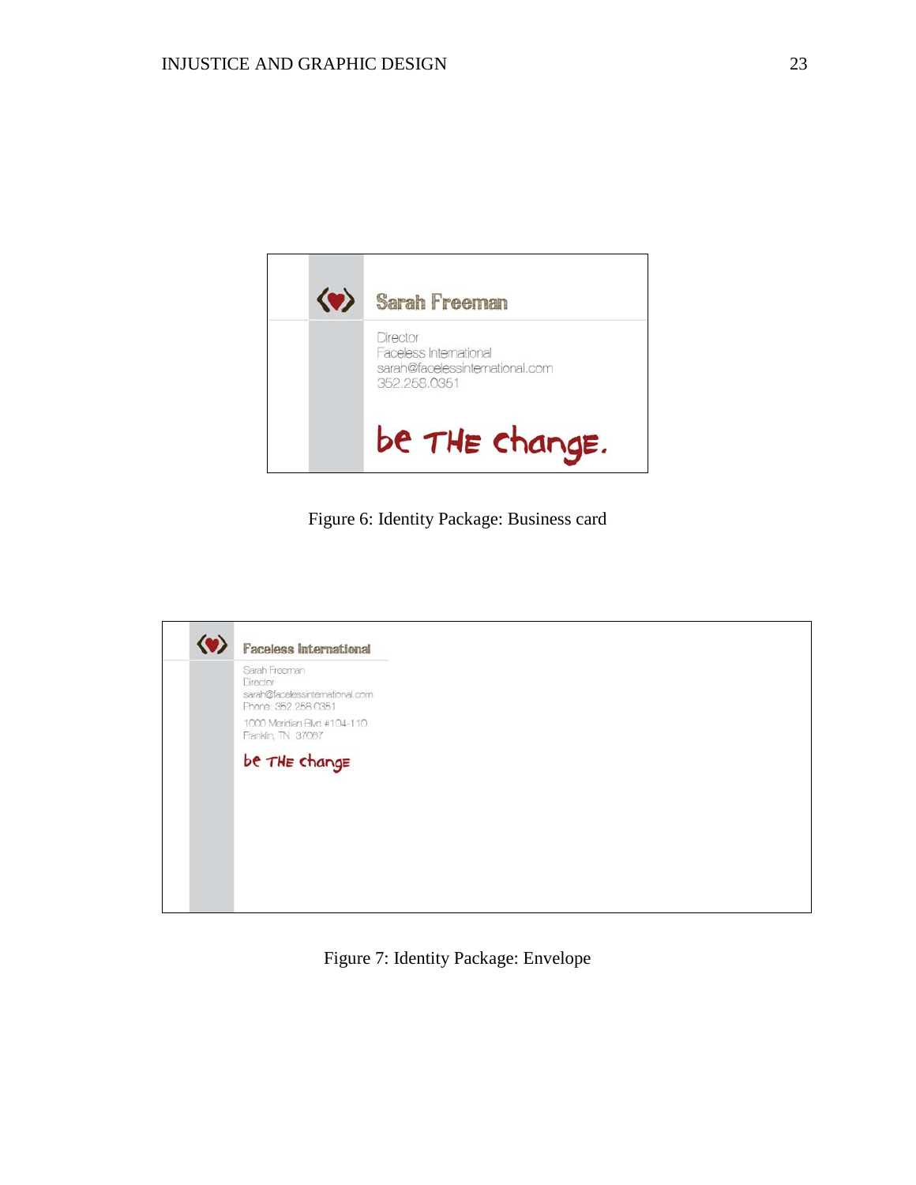Sarah Freeman

Director
Faceless International
sarah@facelessinternational.com
352.258.0351

be THE change.

Figure 6: Identity Package: Business card

Faceless International

Sarah Freeman
Director
sarah@facelessinternational.com
Phone: 352.258.0351
1000 Meridian Blvd #104-110
Franklin, TN 37067

be THE change

Figure 7: Identity Package: Envelope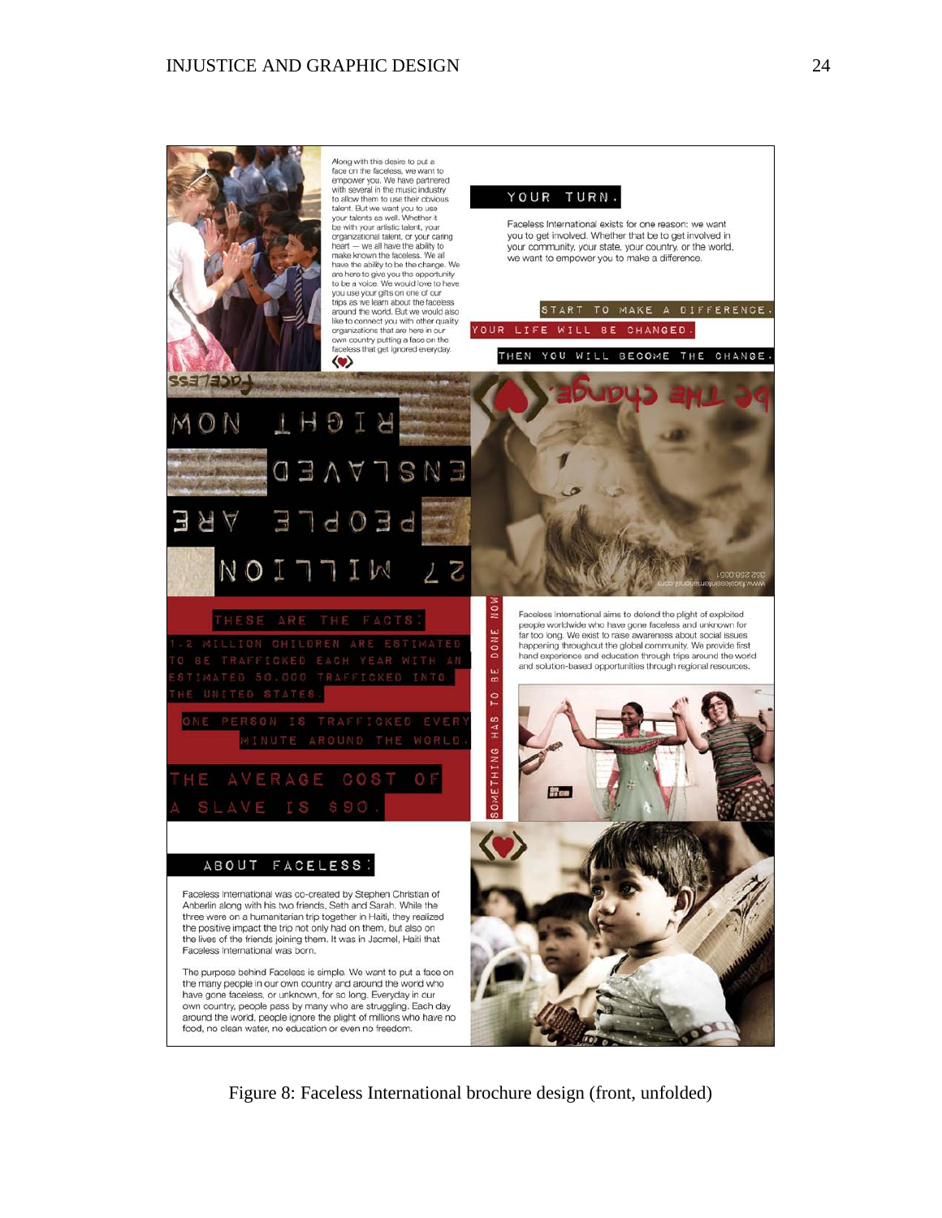Along with this desire to put a face on the faceless, we want to empower you. We have partnered with several in the music industry to allow them to use their obvious talent. But we want you to use your talents as well. Whether it be with your artistic talent, your organizational talent, or your caring heart — we all have the ability to make known the faceless. We all have the ability to be the change. We are here to give you the opportunity to be a voice. We would love to have you use your gifts on one of our trips as we learn about the faceless around the world. But we would also like to connect you with other quality organizations that are here in our own country putting a face on the faceless that get ignored everyday.

YOUR TURN.

Faceless International exists for one reason: we want you to get involved. Whether that be to get involved in your community, your state, your country, or the world, we want to empower you to make a difference.

START TO MAKE A DIFFERENCE. YOUR LIFE WILL BE CHANGED. THEN YOU WILL BECOME THE CHANGE.

faceless

RIGHT NOW 27 MILLION PEOPLE ARE ENSLAVED

be THE change.

www.facelessinternational.com
352 258 0351

THESE ARE THE FACTS:

1.2 MILLION CHILDREN ARE ESTIMATED TO BE TRAFFICKED EACH YEAR WITH AN ESTIMATED 50,000 TRAFFICKED INTO THE UNITED STATES.

ONE PERSON IS TRAFFICKED EVERY MINUTE AROUND THE WORLD.

THE AVERAGE COST OF A SLAVE IS $90.

SOMETHING HAS TO BE DONE NOW

Faceless International aims to defend the plight of exploited people worldwide who have gone faceless and unknown for far too long. We exist to raise awareness about social issues happening throughout the global community. We provide first hand experience and education through trips around the world and solution-based opportunities through regional resources.

ABOUT FACELESS:

Faceless International was co-created by Stephen Christian of Anberlin along with his two friends, Seth and Sarah. While the three were on a humanitarian trip together in Haiti, they realized the positive impact the trip not only had on them, but also on the lives of the friends joining them. It was in Jacmel, Haiti that Faceless International was born.

The purpose behind Faceless is simple. We want to put a face on the many people in our own country and around the world who have gone faceless, or unknown, for so long. Everyday in our own country, people pass by many who are struggling. Each day around the world, people ignore the plight of millions who have no food, no clean water, no education or even no freedom.

Figure 8: Faceless International brochure design (front, unfolded)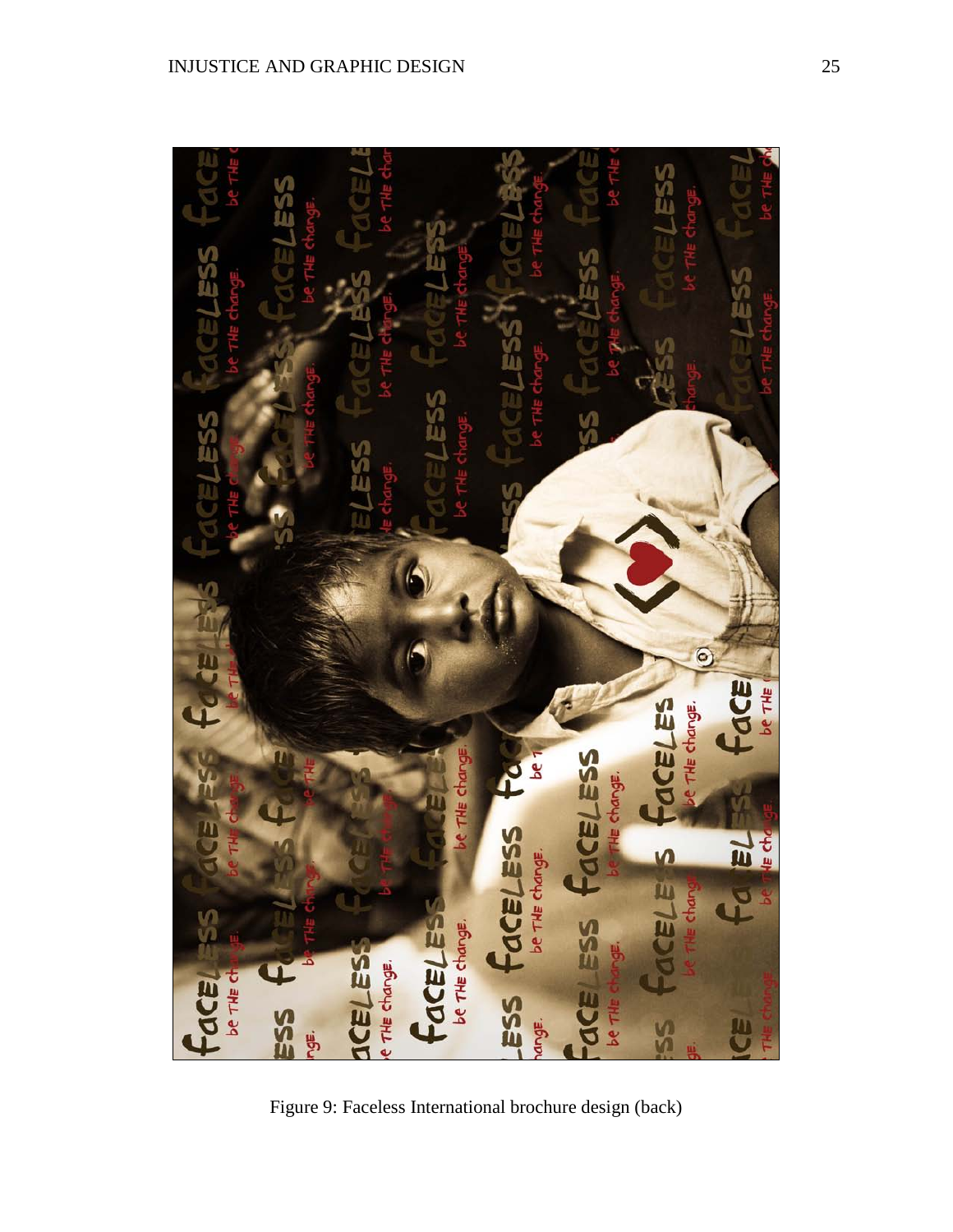Figure 9: Faceless International brochure design (back)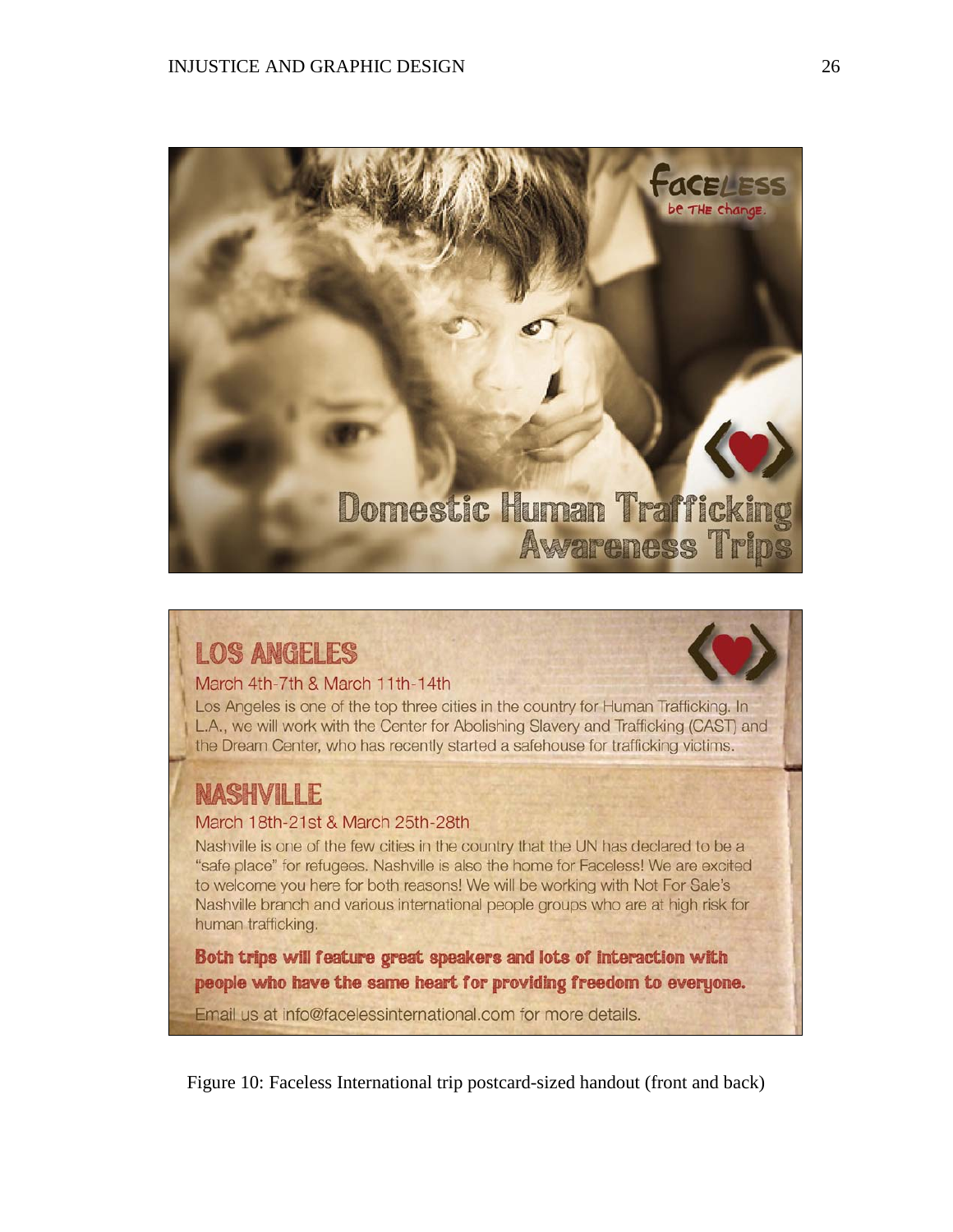Faceless
be THE change.

Domestic Human Trafficking Awareness Trips

## LOS ANGELES

March 4th-7th & March 11th-14th

Los Angeles is one of the top three cities in the country for Human Trafficking. In L.A., we will work with the Center for Abolishing Slavery and Trafficking (CAST) and the Dream Center, who has recently started a safehouse for trafficking victims.

## NASHVILLE

March 18th-21st & March 25th-28th

Nashville is one of the few cities in the country that the UN has declared to be a "safe place" for refugees. Nashville is also the home for Faceless! We are excited to welcome you here for both reasons! We will be working with Not For Sale's Nashville branch and various international people groups who are at high risk for human trafficking.

**Both trips will feature great speakers and lots of interaction with people who have the same heart for providing freedom to everyone.**

Email us at info@facelessinternational.com for more details.

Figure 10: Faceless International trip postcard-sized handout (front and back)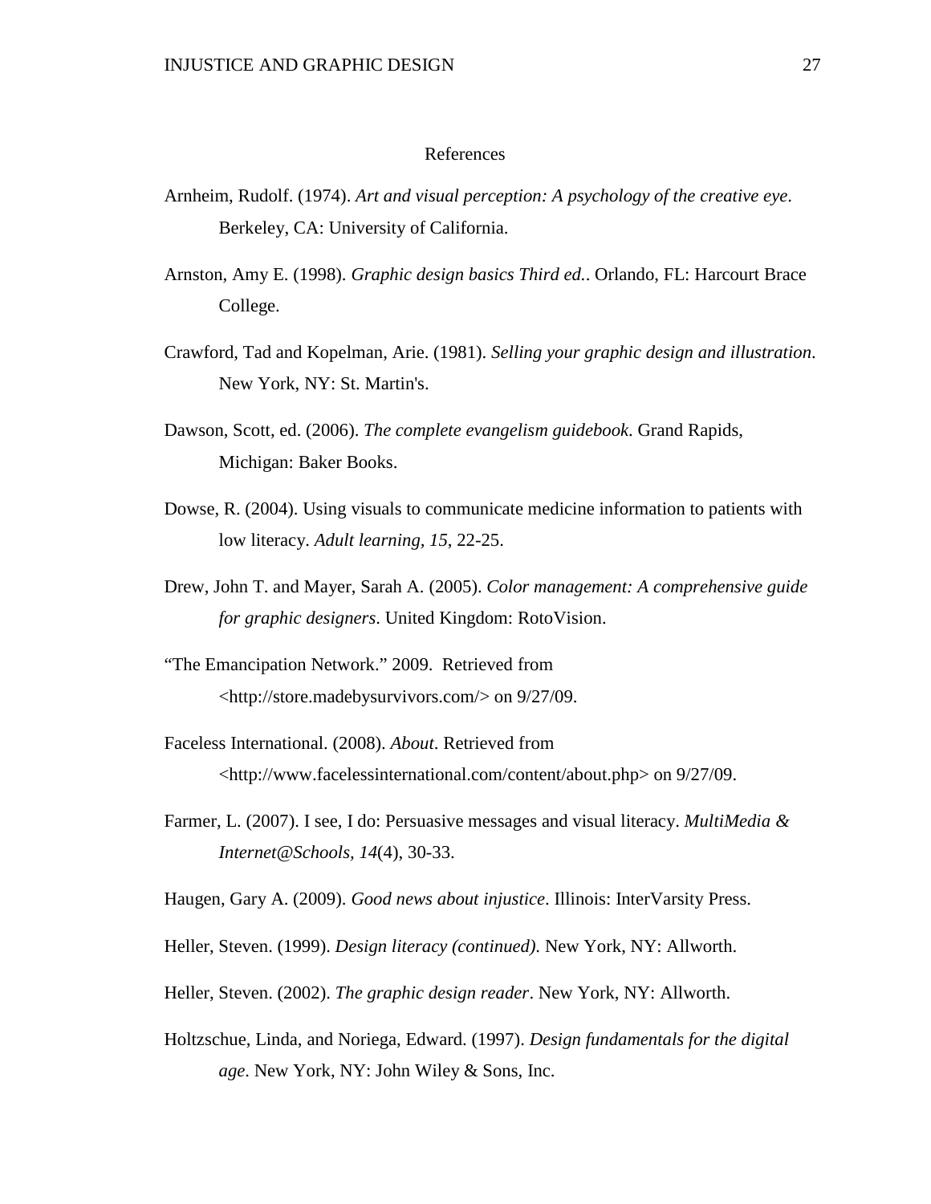# References

Arnheim, Rudolf. (1974). *Art and visual perception: A psychology of the creative eye*. Berkeley, CA: University of California.

Arnston, Amy E. (1998). *Graphic design basics Third ed.*. Orlando, FL: Harcourt Brace College.

Crawford, Tad and Kopelman, Arie. (1981). *Selling your graphic design and illustration*. New York, NY: St. Martin's.

Dawson, Scott, ed. (2006). *The complete evangelism guidebook*. Grand Rapids, Michigan: Baker Books.

Dowse, R. (2004). Using visuals to communicate medicine information to patients with low literacy. *Adult learning, 15*, 22-25.

Drew, John T. and Mayer, Sarah A. (2005). *Color management: A comprehensive guide for graphic designers*. United Kingdom: RotoVision.

"The Emancipation Network." 2009. Retrieved from <http://store.madebysurvivors.com/> on 9/27/09.

Faceless International. (2008). *About*. Retrieved from <http://www.facelessinternational.com/content/about.php> on 9/27/09.

Farmer, L. (2007). I see, I do: Persuasive messages and visual literacy. *MultiMedia & Internet@Schools, 14*(4), 30-33.

Haugen, Gary A. (2009). *Good news about injustice*. Illinois: InterVarsity Press.

Heller, Steven. (1999). *Design literacy (continued)*. New York, NY: Allworth.

Heller, Steven. (2002). *The graphic design reader*. New York, NY: Allworth.

Holtzschue, Linda, and Noriega, Edward. (1997). *Design fundamentals for the digital age*. New York, NY: John Wiley & Sons, Inc.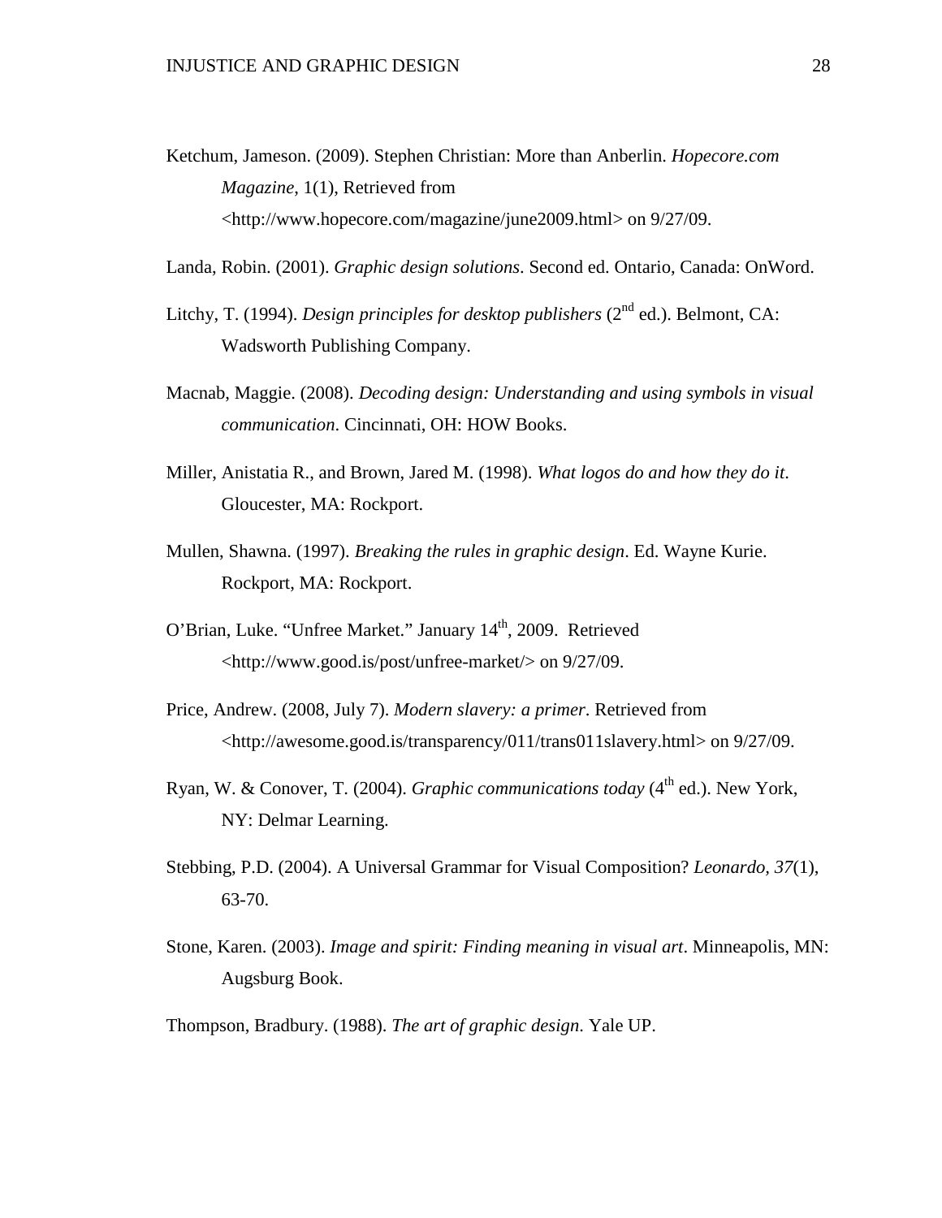Ketchum, Jameson. (2009). Stephen Christian: More than Anberlin. *Hopecore.com Magazine*, 1(1), Retrieved from <http://www.hopecore.com/magazine/june2009.html> on 9/27/09.

Landa, Robin. (2001). *Graphic design solutions*. Second ed. Ontario, Canada: OnWord.

Litchy, T. (1994). *Design principles for desktop publishers* (2nd ed.). Belmont, CA: Wadsworth Publishing Company.

Macnab, Maggie. (2008). *Decoding design: Understanding and using symbols in visual communication*. Cincinnati, OH: HOW Books.

Miller, Anistatia R., and Brown, Jared M. (1998). *What logos do and how they do it*. Gloucester, MA: Rockport.

Mullen, Shawna. (1997). *Breaking the rules in graphic design*. Ed. Wayne Kurie. Rockport, MA: Rockport.

O'Brian, Luke. "Unfree Market." January 14th, 2009. Retrieved <http://www.good.is/post/unfree-market/> on 9/27/09.

Price, Andrew. (2008, July 7). *Modern slavery: a primer*. Retrieved from <http://awesome.good.is/transparency/011/trans011slavery.html> on 9/27/09.

Ryan, W. & Conover, T. (2004). *Graphic communications today* (4th ed.). New York, NY: Delmar Learning.

Stebbing, P.D. (2004). A Universal Grammar for Visual Composition? *Leonardo, 37*(1), 63-70.

Stone, Karen. (2003). *Image and spirit: Finding meaning in visual art*. Minneapolis, MN: Augsburg Book.

Thompson, Bradbury. (1988). *The art of graphic design*. Yale UP.